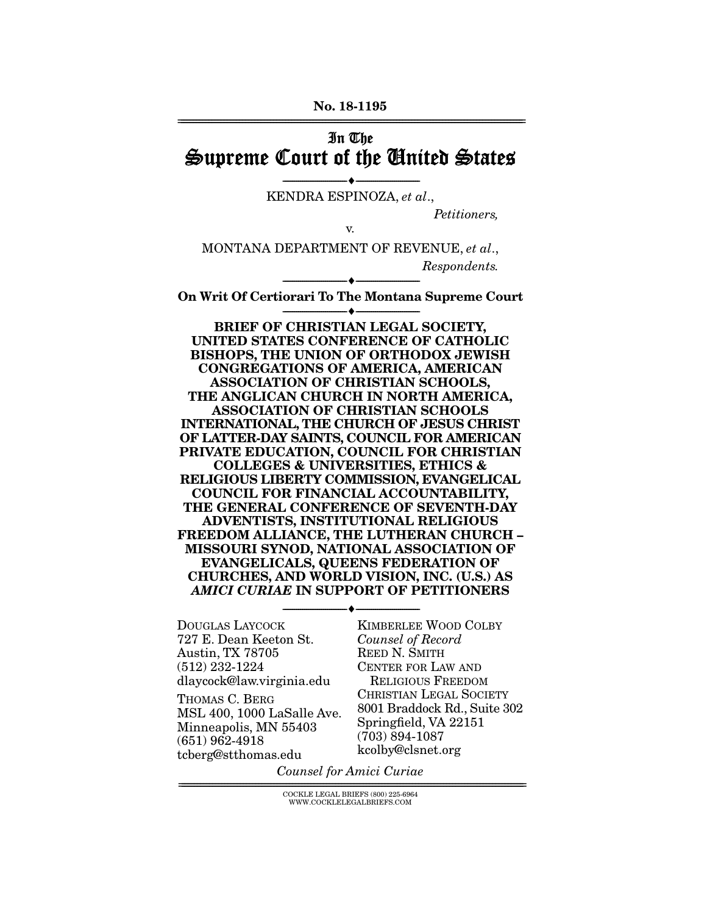No. 18-1195

In The
# Supreme Court of the United States

---

KENDRA ESPINOZA, *et al.*,

*Petitioners,*

v.

MONTANA DEPARTMENT OF REVENUE, *et al.*,

*Respondents.*

---

**On Writ Of Certiorari To The Montana Supreme Court**

---

**BRIEF OF CHRISTIAN LEGAL SOCIETY, UNITED STATES CONFERENCE OF CATHOLIC BISHOPS, THE UNION OF ORTHODOX JEWISH CONGREGATIONS OF AMERICA, AMERICAN ASSOCIATION OF CHRISTIAN SCHOOLS, THE ANGLICAN CHURCH IN NORTH AMERICA, ASSOCIATION OF CHRISTIAN SCHOOLS INTERNATIONAL, THE CHURCH OF JESUS CHRIST OF LATTER-DAY SAINTS, COUNCIL FOR AMERICAN PRIVATE EDUCATION, COUNCIL FOR CHRISTIAN COLLEGES & UNIVERSITIES, ETHICS & RELIGIOUS LIBERTY COMMISSION, EVANGELICAL COUNCIL FOR FINANCIAL ACCOUNTABILITY, THE GENERAL CONFERENCE OF SEVENTH-DAY ADVENTISTS, INSTITUTIONAL RELIGIOUS FREEDOM ALLIANCE, THE LUTHERAN CHURCH – MISSOURI SYNOD, NATIONAL ASSOCIATION OF EVANGELICALS, QUEENS FEDERATION OF CHURCHES, AND WORLD VISION, INC. (U.S.) AS *AMICI CURIAE* IN SUPPORT OF PETITIONERS**

---

DOUGLAS LAYCOCK
727 E. Dean Keeton St.
Austin, TX 78705
(512) 232-1224
dlaycock@law.virginia.edu

THOMAS C. BERG
MSL 400, 1000 LaSalle Ave.
Minneapolis, MN 55403
(651) 962-4918
tcberg@stthomas.edu

KIMBERLEE WOOD COLBY
*Counsel of Record*
REED N. SMITH
CENTER FOR LAW AND RELIGIOUS FREEDOM
CHRISTIAN LEGAL SOCIETY
8001 Braddock Rd., Suite 302
Springfield, VA 22151
(703) 894-1087
kcolby@clsnet.org

*Counsel for Amici Curiae*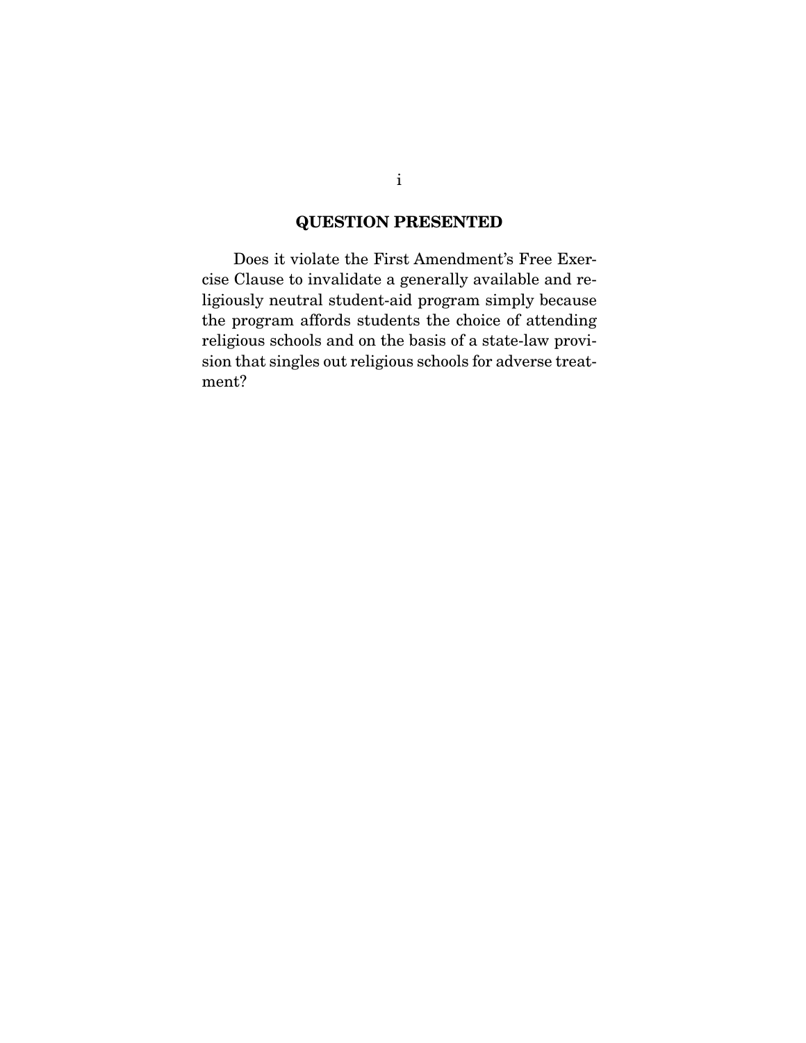## QUESTION PRESENTED

Does it violate the First Amendment's Free Exercise Clause to invalidate a generally available and religiously neutral student-aid program simply because the program affords students the choice of attending religious schools and on the basis of a state-law provision that singles out religious schools for adverse treatment?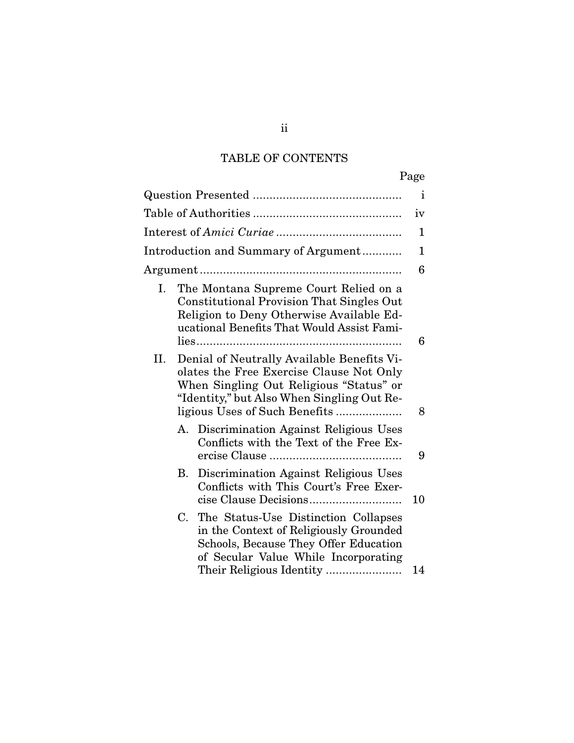## TABLE OF CONTENTS

| | Page |
|---|---|
| Question Presented | i |
| Table of Authorities | iv |
| Interest of *Amici Curiae* | 1 |
| Introduction and Summary of Argument | 1 |
| Argument | 6 |
| I. The Montana Supreme Court Relied on a Constitutional Provision That Singles Out Religion to Deny Otherwise Available Educational Benefits That Would Assist Families | 6 |
| II. Denial of Neutrally Available Benefits Violates the Free Exercise Clause Not Only When Singling Out Religious "Status" or "Identity," but Also When Singling Out Religious Uses of Such Benefits | 8 |
| A. Discrimination Against Religious Uses Conflicts with the Text of the Free Exercise Clause | 9 |
| B. Discrimination Against Religious Uses Conflicts with This Court's Free Exercise Clause Decisions | 10 |
| C. The Status-Use Distinction Collapses in the Context of Religiously Grounded Schools, Because They Offer Education of Secular Value While Incorporating Their Religious Identity | 14 |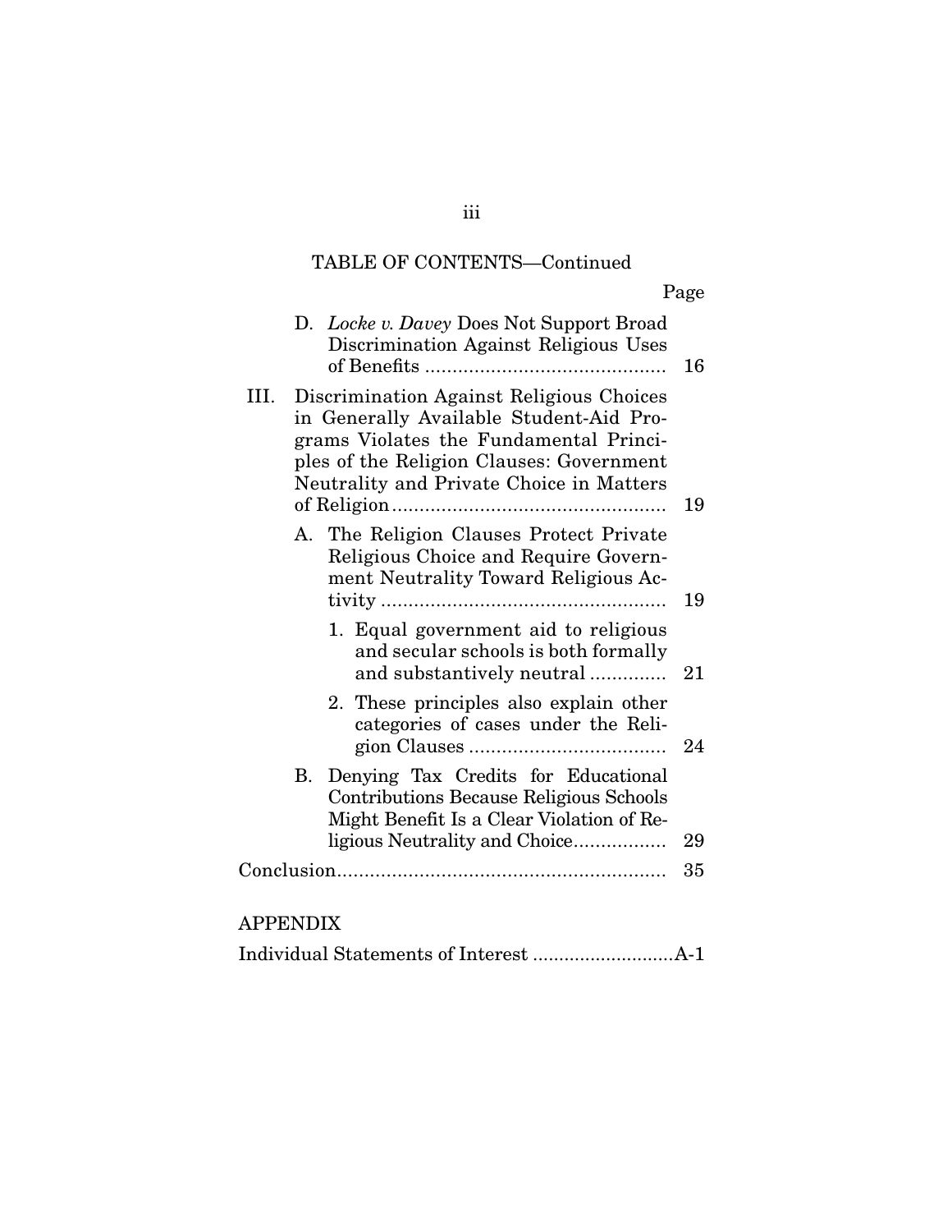TABLE OF CONTENTS—Continued

| | Page |
|---|---|
| D. *Locke v. Davey* Does Not Support Broad Discrimination Against Religious Uses of Benefits | 16 |
| III. Discrimination Against Religious Choices in Generally Available Student-Aid Programs Violates the Fundamental Principles of the Religion Clauses: Government Neutrality and Private Choice in Matters of Religion | 19 |
| A. The Religion Clauses Protect Private Religious Choice and Require Government Neutrality Toward Religious Activity | 19 |
| 1. Equal government aid to religious and secular schools is both formally and substantively neutral | 21 |
| 2. These principles also explain other categories of cases under the Religion Clauses | 24 |
| B. Denying Tax Credits for Educational Contributions Because Religious Schools Might Benefit Is a Clear Violation of Religious Neutrality and Choice | 29 |
| Conclusion | 35 |

APPENDIX

| | |
|---|---|
| Individual Statements of Interest | A-1 |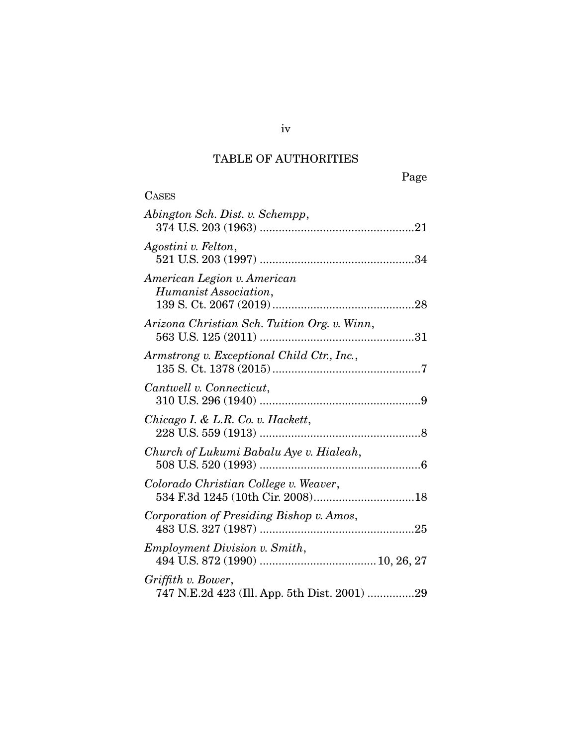# TABLE OF AUTHORITIES

Page

CASES

*Abington Sch. Dist. v. Schempp*,
374 U.S. 203 (1963) ..................................................21

*Agostini v. Felton*,
521 U.S. 203 (1997) ..................................................34

*American Legion v. American Humanist Association*,
139 S. Ct. 2067 (2019) ..............................................28

*Arizona Christian Sch. Tuition Org. v. Winn*,
563 U.S. 125 (2011) ..................................................31

*Armstrong v. Exceptional Child Ctr., Inc.*,
135 S. Ct. 1378 (2015) ................................................7

*Cantwell v. Connecticut*,
310 U.S. 296 (1940) ....................................................9

*Chicago I. & L.R. Co. v. Hackett*,
228 U.S. 559 (1913) ....................................................8

*Church of Lukumi Babalu Aye v. Hialeah*,
508 U.S. 520 (1993) ....................................................6

*Colorado Christian College v. Weaver*,
534 F.3d 1245 (10th Cir. 2008)..................................18

*Corporation of Presiding Bishop v. Amos*,
483 U.S. 327 (1987) ..................................................25

*Employment Division v. Smith*,
494 U.S. 872 (1990) ...................................... 10, 26, 27

*Griffith v. Bower*,
747 N.E.2d 423 (Ill. App. 5th Dist. 2001) ...............29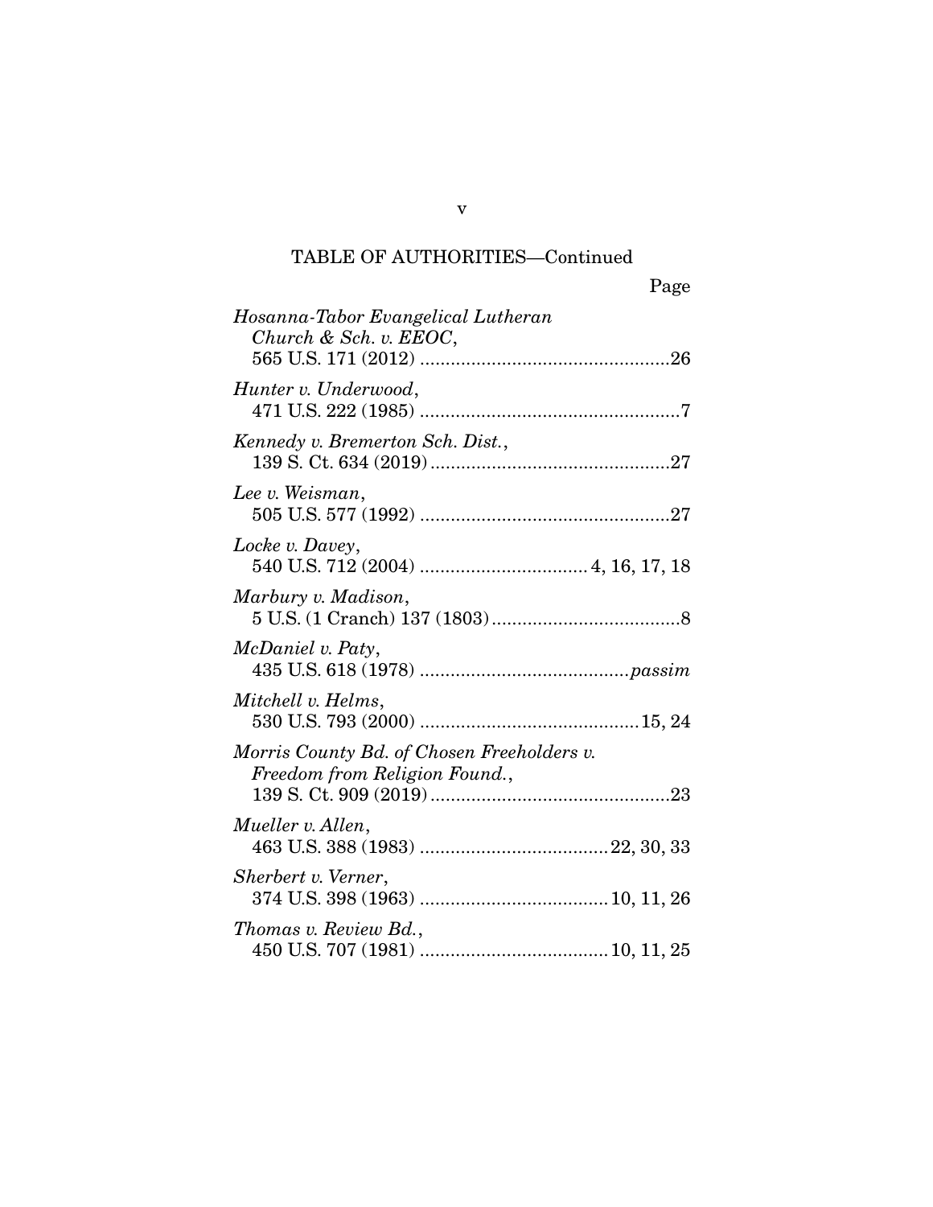TABLE OF AUTHORITIES—Continued

| | Page |
|---|---|
| *Hosanna-Tabor Evangelical Lutheran Church & Sch. v. EEOC*, 565 U.S. 171 (2012) | 26 |
| *Hunter v. Underwood*, 471 U.S. 222 (1985) | 7 |
| *Kennedy v. Bremerton Sch. Dist.*, 139 S. Ct. 634 (2019) | 27 |
| *Lee v. Weisman*, 505 U.S. 577 (1992) | 27 |
| *Locke v. Davey*, 540 U.S. 712 (2004) | 4, 16, 17, 18 |
| *Marbury v. Madison*, 5 U.S. (1 Cranch) 137 (1803) | 8 |
| *McDaniel v. Paty*, 435 U.S. 618 (1978) | *passim* |
| *Mitchell v. Helms*, 530 U.S. 793 (2000) | 15, 24 |
| *Morris County Bd. of Chosen Freeholders v. Freedom from Religion Found.*, 139 S. Ct. 909 (2019) | 23 |
| *Mueller v. Allen*, 463 U.S. 388 (1983) | 22, 30, 33 |
| *Sherbert v. Verner*, 374 U.S. 398 (1963) | 10, 11, 26 |
| *Thomas v. Review Bd.*, 450 U.S. 707 (1981) | 10, 11, 25 |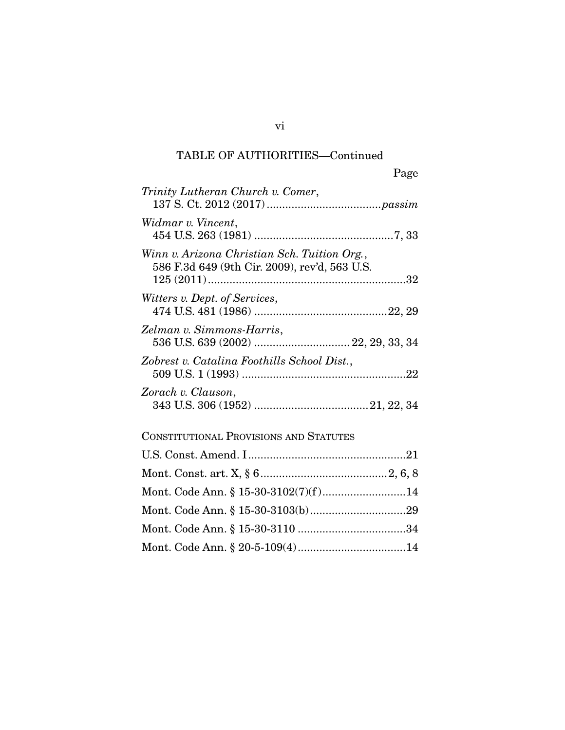## TABLE OF AUTHORITIES—Continued

Page

*Trinity Lutheran Church v. Comer*, 137 S. Ct. 2012 (2017) .................................... *passim*

*Widmar v. Vincent*, 454 U.S. 263 (1981) ............................................. 7, 33

*Winn v. Arizona Christian Sch. Tuition Org.*, 586 F.3d 649 (9th Cir. 2009), rev'd, 563 U.S. 125 (2011) ............................................................... 32

*Witters v. Dept. of Services*, 474 U.S. 481 (1986) ........................................... 22, 29

*Zelman v. Simmons-Harris*, 536 U.S. 639 (2002) ............................... 22, 29, 33, 34

*Zobrest v. Catalina Foothills School Dist.*, 509 U.S. 1 (1993) ..................................................... 22

*Zorach v. Clauson*, 343 U.S. 306 (1952) ..................................... 21, 22, 34

CONSTITUTIONAL PROVISIONS AND STATUTES

U.S. Const. Amend. I ................................................... 21

Mont. Const. art. X, § 6 ......................................... 2, 6, 8

Mont. Code Ann. § 15-30-3102(7)(f) ........................... 14

Mont. Code Ann. § 15-30-3103(b) ............................... 29

Mont. Code Ann. § 15-30-3110 ................................... 34

Mont. Code Ann. § 20-5-109(4) ................................... 14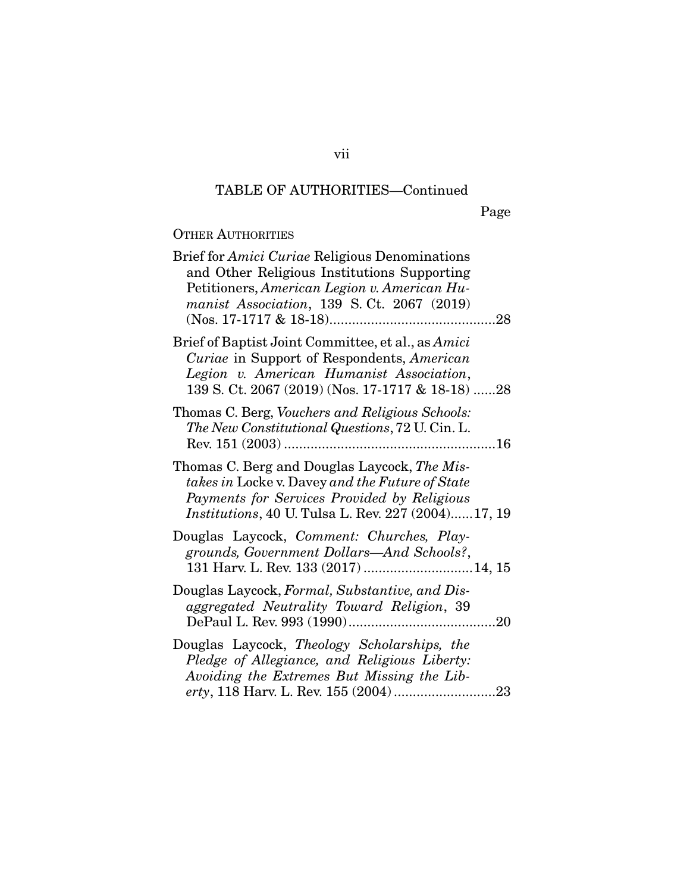TABLE OF AUTHORITIES—Continued

Page

OTHER AUTHORITIES

Brief for *Amici Curiae* Religious Denominations and Other Religious Institutions Supporting Petitioners, *American Legion v. American Humanist Association*, 139 S. Ct. 2067 (2019) (Nos. 17-1717 & 18-18)............................................28

Brief of Baptist Joint Committee, et al., as *Amici Curiae* in Support of Respondents, *American Legion v. American Humanist Association*, 139 S. Ct. 2067 (2019) (Nos. 17-1717 & 18-18) ......28

Thomas C. Berg, *Vouchers and Religious Schools: The New Constitutional Questions*, 72 U. Cin. L. Rev. 151 (2003) ........................................................16

Thomas C. Berg and Douglas Laycock, *The Mistakes in* Locke v. Davey *and the Future of State Payments for Services Provided by Religious Institutions*, 40 U. Tulsa L. Rev. 227 (2004)......17, 19

Douglas Laycock, *Comment: Churches, Playgrounds, Government Dollars—And Schools?*, 131 Harv. L. Rev. 133 (2017) .............................14, 15

Douglas Laycock, *Formal, Substantive, and Disaggregated Neutrality Toward Religion*, 39 DePaul L. Rev. 993 (1990).......................................20

Douglas Laycock, *Theology Scholarships, the Pledge of Allegiance, and Religious Liberty: Avoiding the Extremes But Missing the Liberty*, 118 Harv. L. Rev. 155 (2004)...........................23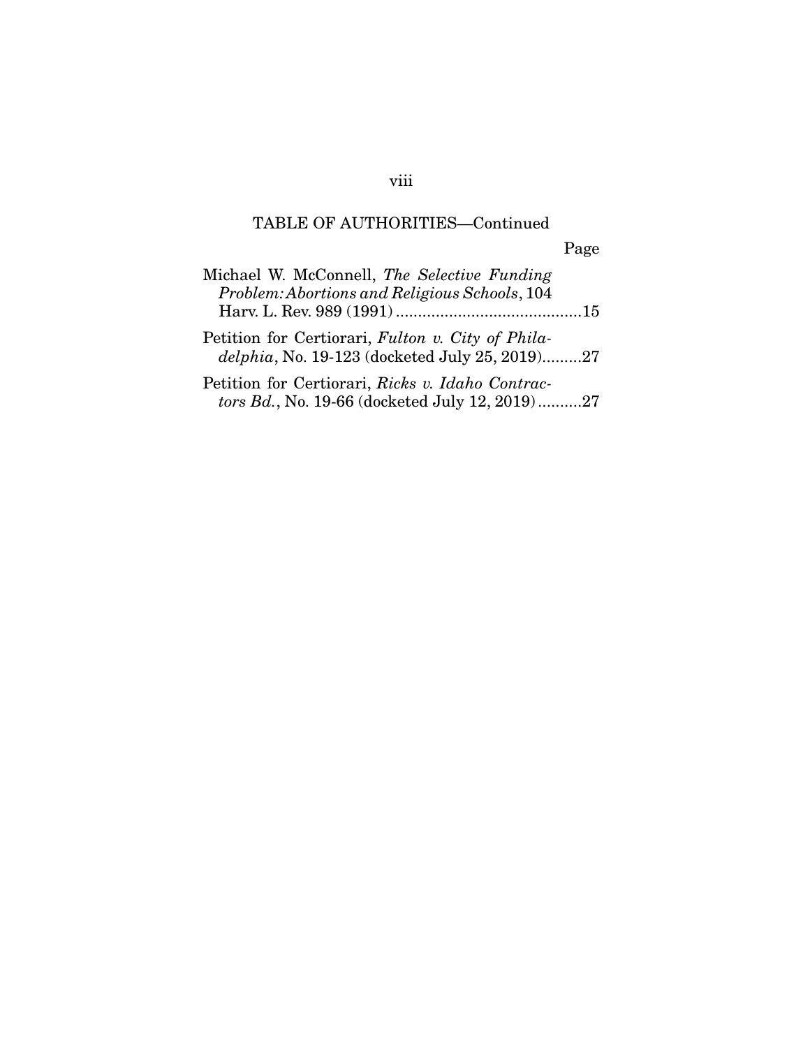TABLE OF AUTHORITIES—Continued

Page

Michael W. McConnell, *The Selective Funding Problem: Abortions and Religious Schools*, 104 Harv. L. Rev. 989 (1991) ..........................................15

Petition for Certiorari, *Fulton v. City of Philadelphia*, No. 19-123 (docketed July 25, 2019).........27

Petition for Certiorari, *Ricks v. Idaho Contractors Bd.*, No. 19-66 (docketed July 12, 2019)..........27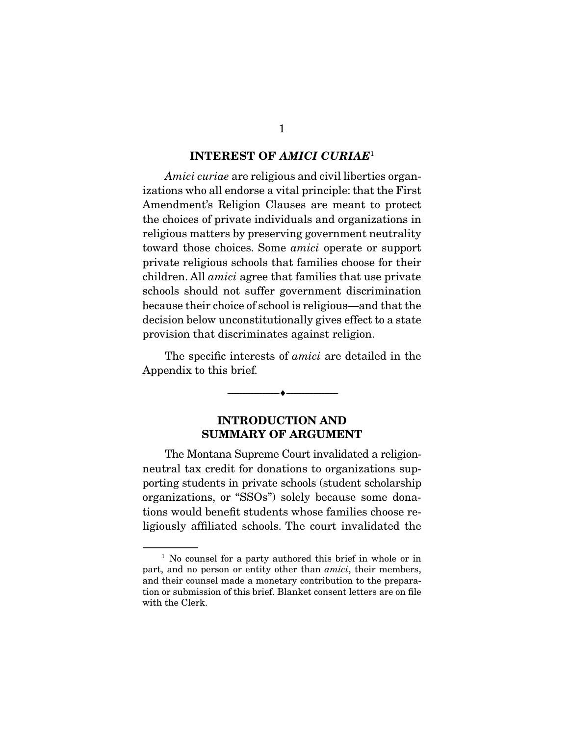## INTEREST OF *AMICI CURIAE*[1]

*Amici curiae* are religious and civil liberties organizations who all endorse a vital principle: that the First Amendment's Religion Clauses are meant to protect the choices of private individuals and organizations in religious matters by preserving government neutrality toward those choices. Some *amici* operate or support private religious schools that families choose for their children. All *amici* agree that families that use private schools should not suffer government discrimination because their choice of school is religious—and that the decision below unconstitutionally gives effect to a state provision that discriminates against religion.

The specific interests of *amici* are detailed in the Appendix to this brief.

---

## INTRODUCTION AND SUMMARY OF ARGUMENT

The Montana Supreme Court invalidated a religion-neutral tax credit for donations to organizations supporting students in private schools (student scholarship organizations, or "SSOs") solely because some donations would benefit students whose families choose religiously affiliated schools. The court invalidated the

---

[1] No counsel for a party authored this brief in whole or in part, and no person or entity other than *amici*, their members, and their counsel made a monetary contribution to the preparation or submission of this brief. Blanket consent letters are on file with the Clerk.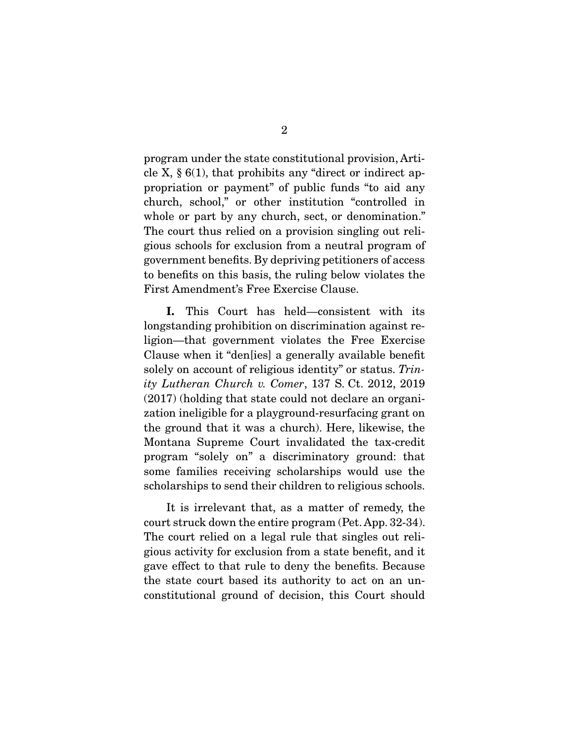program under the state constitutional provision, Article X, § 6(1), that prohibits any "direct or indirect appropriation or payment" of public funds "to aid any church, school," or other institution "controlled in whole or part by any church, sect, or denomination." The court thus relied on a provision singling out religious schools for exclusion from a neutral program of government benefits. By depriving petitioners of access to benefits on this basis, the ruling below violates the First Amendment's Free Exercise Clause.

**I.** This Court has held—consistent with its longstanding prohibition on discrimination against religion—that government violates the Free Exercise Clause when it "den[ies] a generally available benefit solely on account of religious identity" or status. *Trinity Lutheran Church v. Comer*, 137 S. Ct. 2012, 2019 (2017) (holding that state could not declare an organization ineligible for a playground-resurfacing grant on the ground that it was a church). Here, likewise, the Montana Supreme Court invalidated the tax-credit program "solely on" a discriminatory ground: that some families receiving scholarships would use the scholarships to send their children to religious schools.

It is irrelevant that, as a matter of remedy, the court struck down the entire program (Pet. App. 32-34). The court relied on a legal rule that singles out religious activity for exclusion from a state benefit, and it gave effect to that rule to deny the benefits. Because the state court based its authority to act on an unconstitutional ground of decision, this Court should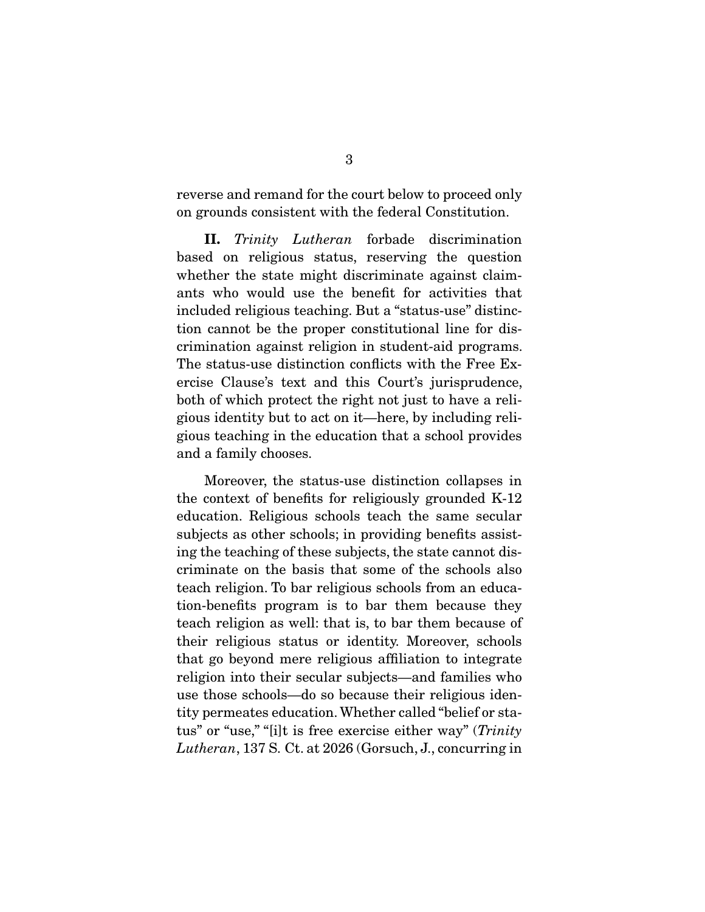reverse and remand for the court below to proceed only on grounds consistent with the federal Constitution.

**II.** *Trinity Lutheran* forbade discrimination based on religious status, reserving the question whether the state might discriminate against claimants who would use the benefit for activities that included religious teaching. But a "status-use" distinction cannot be the proper constitutional line for discrimination against religion in student-aid programs. The status-use distinction conflicts with the Free Exercise Clause's text and this Court's jurisprudence, both of which protect the right not just to have a religious identity but to act on it—here, by including religious teaching in the education that a school provides and a family chooses.

Moreover, the status-use distinction collapses in the context of benefits for religiously grounded K-12 education. Religious schools teach the same secular subjects as other schools; in providing benefits assisting the teaching of these subjects, the state cannot discriminate on the basis that some of the schools also teach religion. To bar religious schools from an education-benefits program is to bar them because they teach religion as well: that is, to bar them because of their religious status or identity. Moreover, schools that go beyond mere religious affiliation to integrate religion into their secular subjects—and families who use those schools—do so because their religious identity permeates education. Whether called "belief or status" or "use," "[i]t is free exercise either way" (*Trinity Lutheran*, 137 S. Ct. at 2026 (Gorsuch, J., concurring in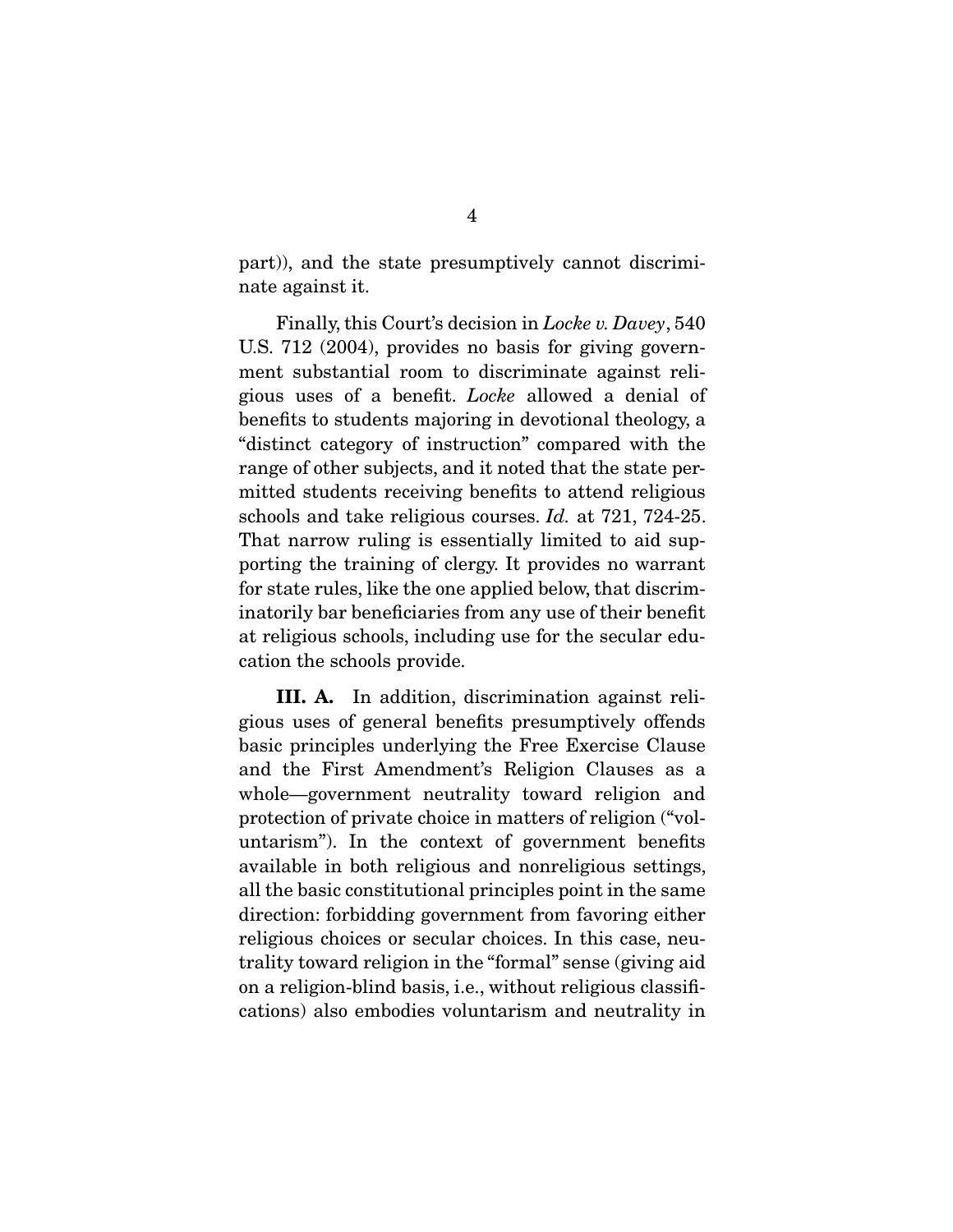part)), and the state presumptively cannot discriminate against it.

Finally, this Court's decision in *Locke v. Davey*, 540 U.S. 712 (2004), provides no basis for giving government substantial room to discriminate against religious uses of a benefit. *Locke* allowed a denial of benefits to students majoring in devotional theology, a "distinct category of instruction" compared with the range of other subjects, and it noted that the state permitted students receiving benefits to attend religious schools and take religious courses. *Id.* at 721, 724-25. That narrow ruling is essentially limited to aid supporting the training of clergy. It provides no warrant for state rules, like the one applied below, that discriminatorily bar beneficiaries from any use of their benefit at religious schools, including use for the secular education the schools provide.

**III. A.** In addition, discrimination against religious uses of general benefits presumptively offends basic principles underlying the Free Exercise Clause and the First Amendment's Religion Clauses as a whole—government neutrality toward religion and protection of private choice in matters of religion ("voluntarism"). In the context of government benefits available in both religious and nonreligious settings, all the basic constitutional principles point in the same direction: forbidding government from favoring either religious choices or secular choices. In this case, neutrality toward religion in the "formal" sense (giving aid on a religion-blind basis, i.e., without religious classifications) also embodies voluntarism and neutrality in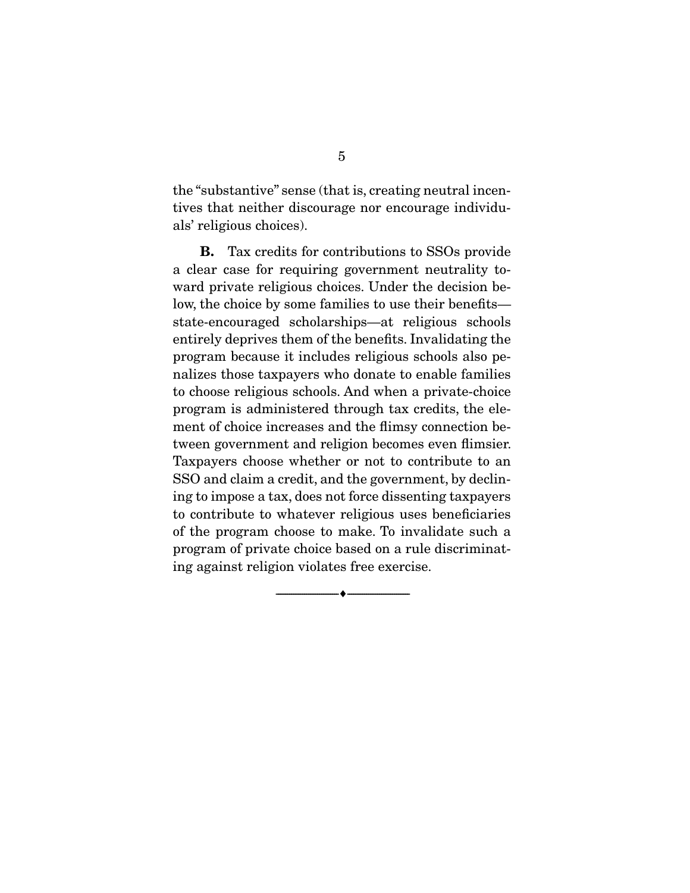the "substantive" sense (that is, creating neutral incentives that neither discourage nor encourage individuals' religious choices).

**B.** Tax credits for contributions to SSOs provide a clear case for requiring government neutrality toward private religious choices. Under the decision below, the choice by some families to use their benefits—state-encouraged scholarships—at religious schools entirely deprives them of the benefits. Invalidating the program because it includes religious schools also penalizes those taxpayers who donate to enable families to choose religious schools. And when a private-choice program is administered through tax credits, the element of choice increases and the flimsy connection between government and religion becomes even flimsier. Taxpayers choose whether or not to contribute to an SSO and claim a credit, and the government, by declining to impose a tax, does not force dissenting taxpayers to contribute to whatever religious uses beneficiaries of the program choose to make. To invalidate such a program of private choice based on a rule discriminating against religion violates free exercise.

---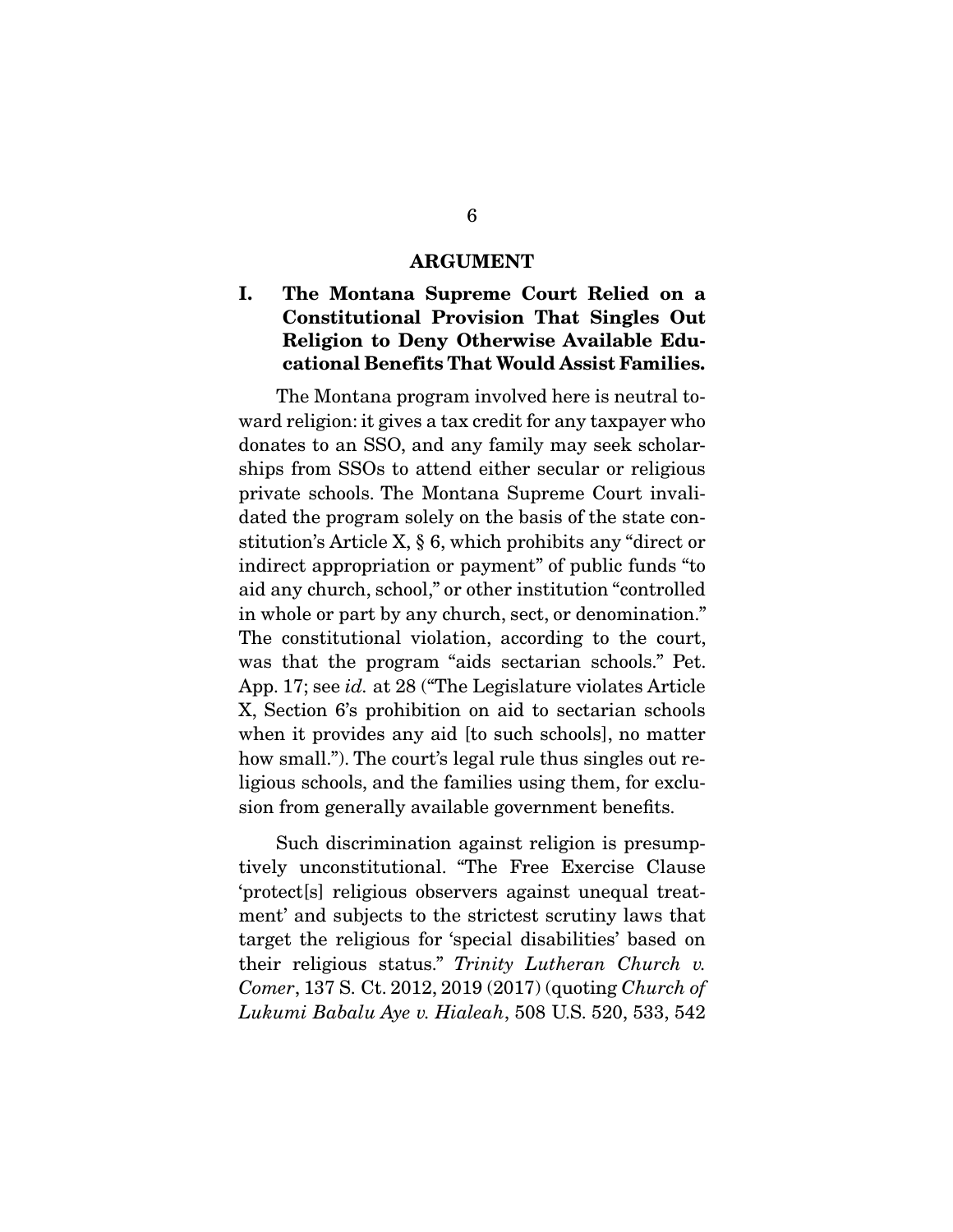## ARGUMENT

### I. The Montana Supreme Court Relied on a Constitutional Provision That Singles Out Religion to Deny Otherwise Available Educational Benefits That Would Assist Families.

The Montana program involved here is neutral toward religion: it gives a tax credit for any taxpayer who donates to an SSO, and any family may seek scholarships from SSOs to attend either secular or religious private schools. The Montana Supreme Court invalidated the program solely on the basis of the state constitution's Article X, § 6, which prohibits any "direct or indirect appropriation or payment" of public funds "to aid any church, school," or other institution "controlled in whole or part by any church, sect, or denomination." The constitutional violation, according to the court, was that the program "aids sectarian schools." Pet. App. 17; see *id.* at 28 ("The Legislature violates Article X, Section 6's prohibition on aid to sectarian schools when it provides any aid [to such schools], no matter how small."). The court's legal rule thus singles out religious schools, and the families using them, for exclusion from generally available government benefits.

Such discrimination against religion is presumptively unconstitutional. "The Free Exercise Clause 'protect[s] religious observers against unequal treatment' and subjects to the strictest scrutiny laws that target the religious for 'special disabilities' based on their religious status." *Trinity Lutheran Church v. Comer*, 137 S. Ct. 2012, 2019 (2017) (quoting *Church of Lukumi Babalu Aye v. Hialeah*, 508 U.S. 520, 533, 542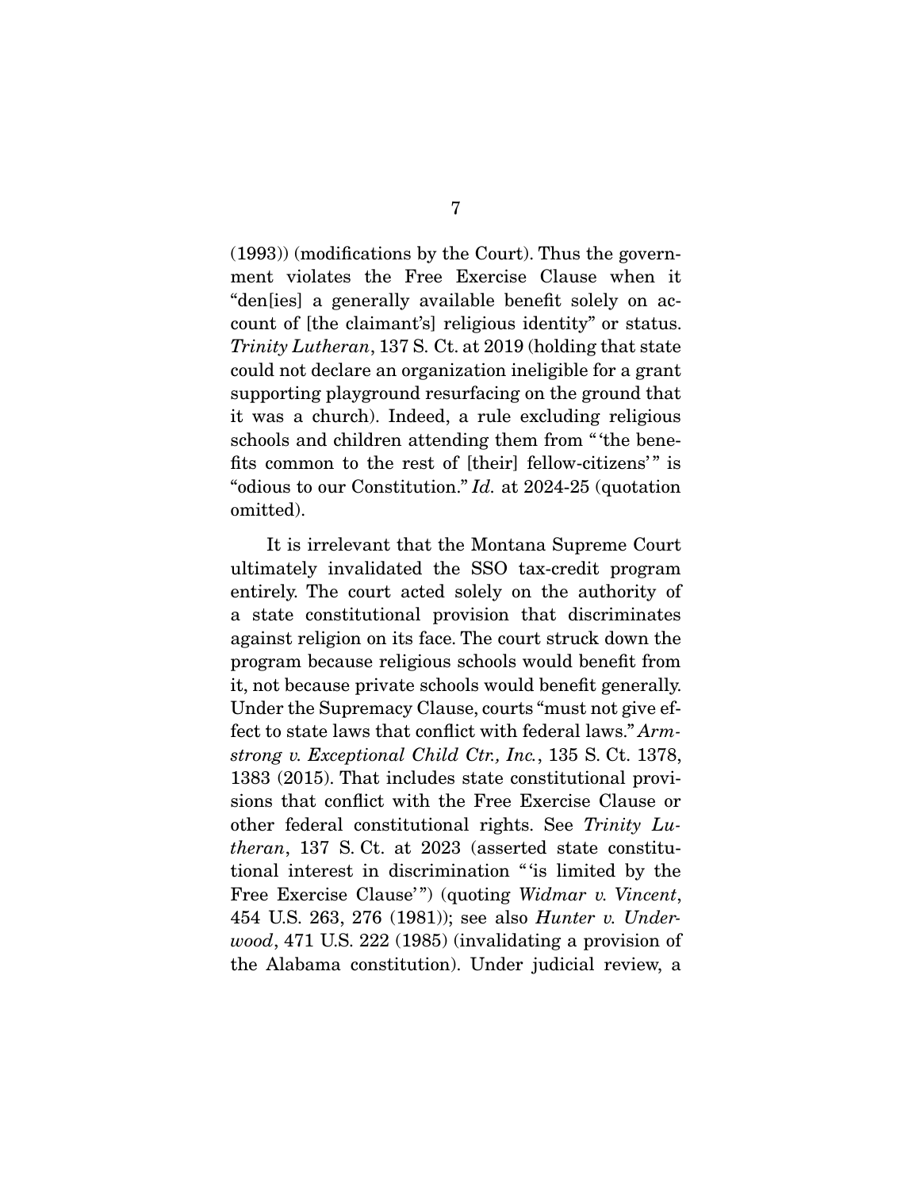(1993)) (modifications by the Court). Thus the government violates the Free Exercise Clause when it "den[ies] a generally available benefit solely on account of [the claimant's] religious identity" or status. *Trinity Lutheran*, 137 S. Ct. at 2019 (holding that state could not declare an organization ineligible for a grant supporting playground resurfacing on the ground that it was a church). Indeed, a rule excluding religious schools and children attending them from "'the benefits common to the rest of [their] fellow-citizens'" is "odious to our Constitution." *Id.* at 2024-25 (quotation omitted).

It is irrelevant that the Montana Supreme Court ultimately invalidated the SSO tax-credit program entirely. The court acted solely on the authority of a state constitutional provision that discriminates against religion on its face. The court struck down the program because religious schools would benefit from it, not because private schools would benefit generally. Under the Supremacy Clause, courts "must not give effect to state laws that conflict with federal laws." *Armstrong v. Exceptional Child Ctr., Inc.*, 135 S. Ct. 1378, 1383 (2015). That includes state constitutional provisions that conflict with the Free Exercise Clause or other federal constitutional rights. See *Trinity Lutheran*, 137 S. Ct. at 2023 (asserted state constitutional interest in discrimination "'is limited by the Free Exercise Clause'") (quoting *Widmar v. Vincent*, 454 U.S. 263, 276 (1981)); see also *Hunter v. Underwood*, 471 U.S. 222 (1985) (invalidating a provision of the Alabama constitution). Under judicial review, a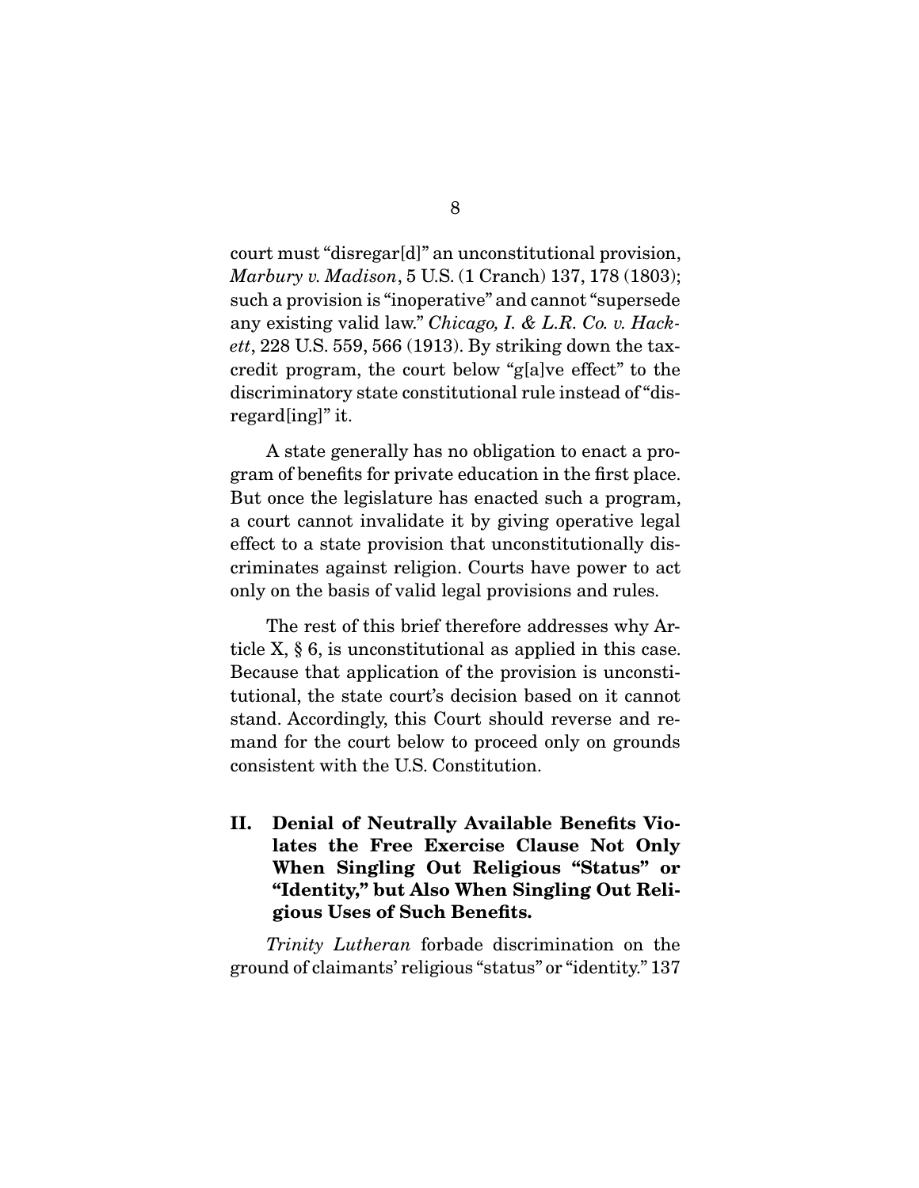court must "disregar[d]" an unconstitutional provision, *Marbury v. Madison*, 5 U.S. (1 Cranch) 137, 178 (1803); such a provision is "inoperative" and cannot "supersede any existing valid law." *Chicago, I. & L.R. Co. v. Hackett*, 228 U.S. 559, 566 (1913). By striking down the tax-credit program, the court below "g[a]ve effect" to the discriminatory state constitutional rule instead of "disregard[ing]" it.

A state generally has no obligation to enact a program of benefits for private education in the first place. But once the legislature has enacted such a program, a court cannot invalidate it by giving operative legal effect to a state provision that unconstitutionally discriminates against religion. Courts have power to act only on the basis of valid legal provisions and rules.

The rest of this brief therefore addresses why Article X, § 6, is unconstitutional as applied in this case. Because that application of the provision is unconstitutional, the state court's decision based on it cannot stand. Accordingly, this Court should reverse and remand for the court below to proceed only on grounds consistent with the U.S. Constitution.

## II. Denial of Neutrally Available Benefits Violates the Free Exercise Clause Not Only When Singling Out Religious "Status" or "Identity," but Also When Singling Out Religious Uses of Such Benefits.

*Trinity Lutheran* forbade discrimination on the ground of claimants' religious "status" or "identity." 137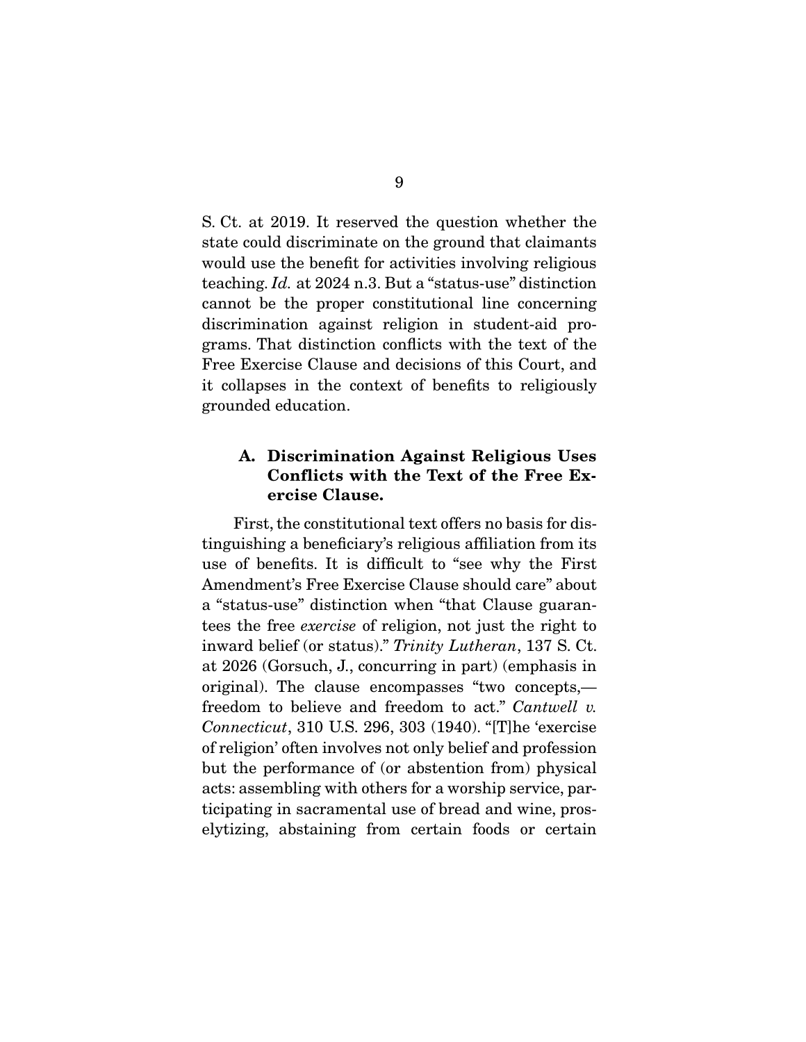S. Ct. at 2019. It reserved the question whether the state could discriminate on the ground that claimants would use the benefit for activities involving religious teaching. *Id.* at 2024 n.3. But a "status-use" distinction cannot be the proper constitutional line concerning discrimination against religion in student-aid programs. That distinction conflicts with the text of the Free Exercise Clause and decisions of this Court, and it collapses in the context of benefits to religiously grounded education.

### A. Discrimination Against Religious Uses Conflicts with the Text of the Free Exercise Clause.

First, the constitutional text offers no basis for distinguishing a beneficiary's religious affiliation from its use of benefits. It is difficult to "see why the First Amendment's Free Exercise Clause should care" about a "status-use" distinction when "that Clause guarantees the free *exercise* of religion, not just the right to inward belief (or status)." *Trinity Lutheran*, 137 S. Ct. at 2026 (Gorsuch, J., concurring in part) (emphasis in original). The clause encompasses "two concepts,— freedom to believe and freedom to act." *Cantwell v. Connecticut*, 310 U.S. 296, 303 (1940). "[T]he 'exercise of religion' often involves not only belief and profession but the performance of (or abstention from) physical acts: assembling with others for a worship service, participating in sacramental use of bread and wine, proselytizing, abstaining from certain foods or certain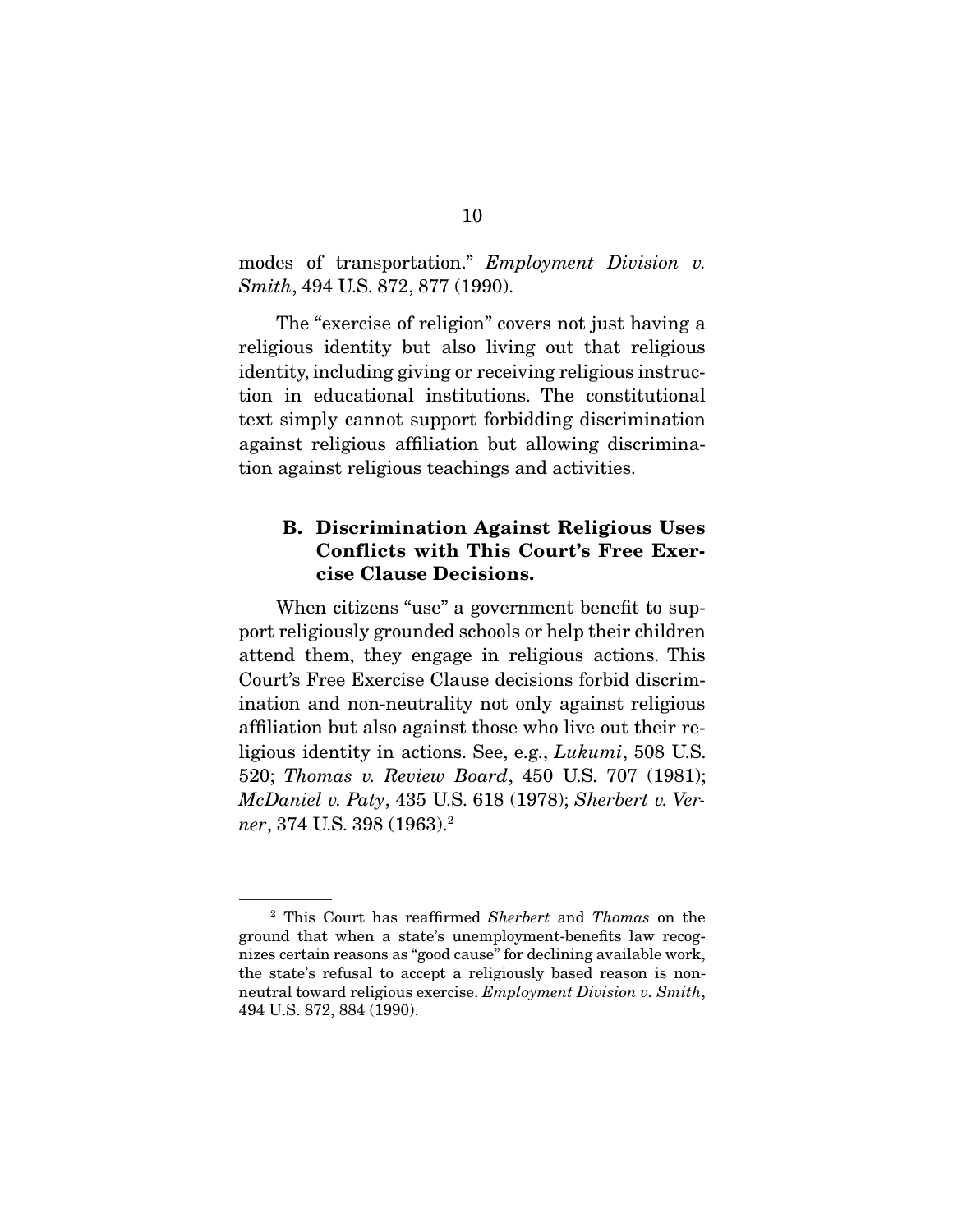modes of transportation." *Employment Division v. Smith*, 494 U.S. 872, 877 (1990).

The "exercise of religion" covers not just having a religious identity but also living out that religious identity, including giving or receiving religious instruction in educational institutions. The constitutional text simply cannot support forbidding discrimination against religious affiliation but allowing discrimination against religious teachings and activities.

### B. Discrimination Against Religious Uses Conflicts with This Court's Free Exercise Clause Decisions.

When citizens "use" a government benefit to support religiously grounded schools or help their children attend them, they engage in religious actions. This Court's Free Exercise Clause decisions forbid discrimination and non-neutrality not only against religious affiliation but also against those who live out their religious identity in actions. See, e.g., *Lukumi*, 508 U.S. 520; *Thomas v. Review Board*, 450 U.S. 707 (1981); *McDaniel v. Paty*, 435 U.S. 618 (1978); *Sherbert v. Verner*, 374 U.S. 398 (1963).[2]

---

[2] This Court has reaffirmed *Sherbert* and *Thomas* on the ground that when a state's unemployment-benefits law recognizes certain reasons as "good cause" for declining available work, the state's refusal to accept a religiously based reason is non-neutral toward religious exercise. *Employment Division v. Smith*, 494 U.S. 872, 884 (1990).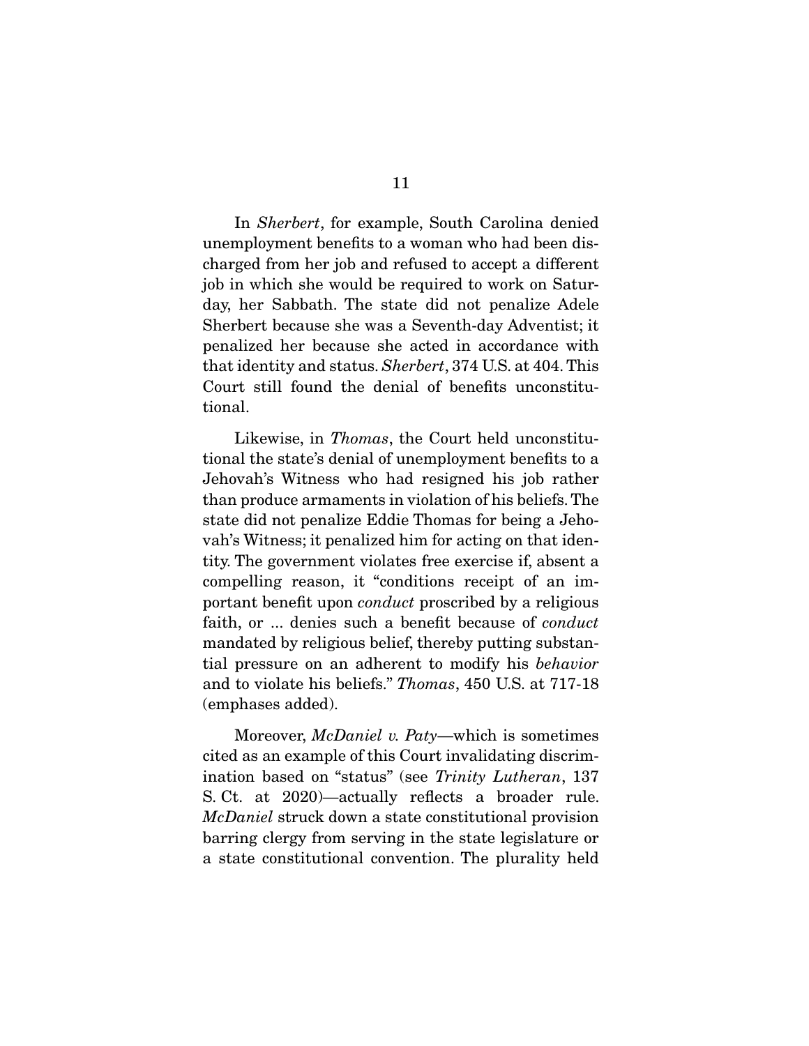In *Sherbert*, for example, South Carolina denied unemployment benefits to a woman who had been discharged from her job and refused to accept a different job in which she would be required to work on Saturday, her Sabbath. The state did not penalize Adele Sherbert because she was a Seventh-day Adventist; it penalized her because she acted in accordance with that identity and status. *Sherbert*, 374 U.S. at 404. This Court still found the denial of benefits unconstitutional.

Likewise, in *Thomas*, the Court held unconstitutional the state's denial of unemployment benefits to a Jehovah's Witness who had resigned his job rather than produce armaments in violation of his beliefs. The state did not penalize Eddie Thomas for being a Jehovah's Witness; it penalized him for acting on that identity. The government violates free exercise if, absent a compelling reason, it "conditions receipt of an important benefit upon *conduct* proscribed by a religious faith, or ... denies such a benefit because of *conduct* mandated by religious belief, thereby putting substantial pressure on an adherent to modify his *behavior* and to violate his beliefs." *Thomas*, 450 U.S. at 717-18 (emphases added).

Moreover, *McDaniel v. Paty*—which is sometimes cited as an example of this Court invalidating discrimination based on "status" (see *Trinity Lutheran*, 137 S. Ct. at 2020)—actually reflects a broader rule. *McDaniel* struck down a state constitutional provision barring clergy from serving in the state legislature or a state constitutional convention. The plurality held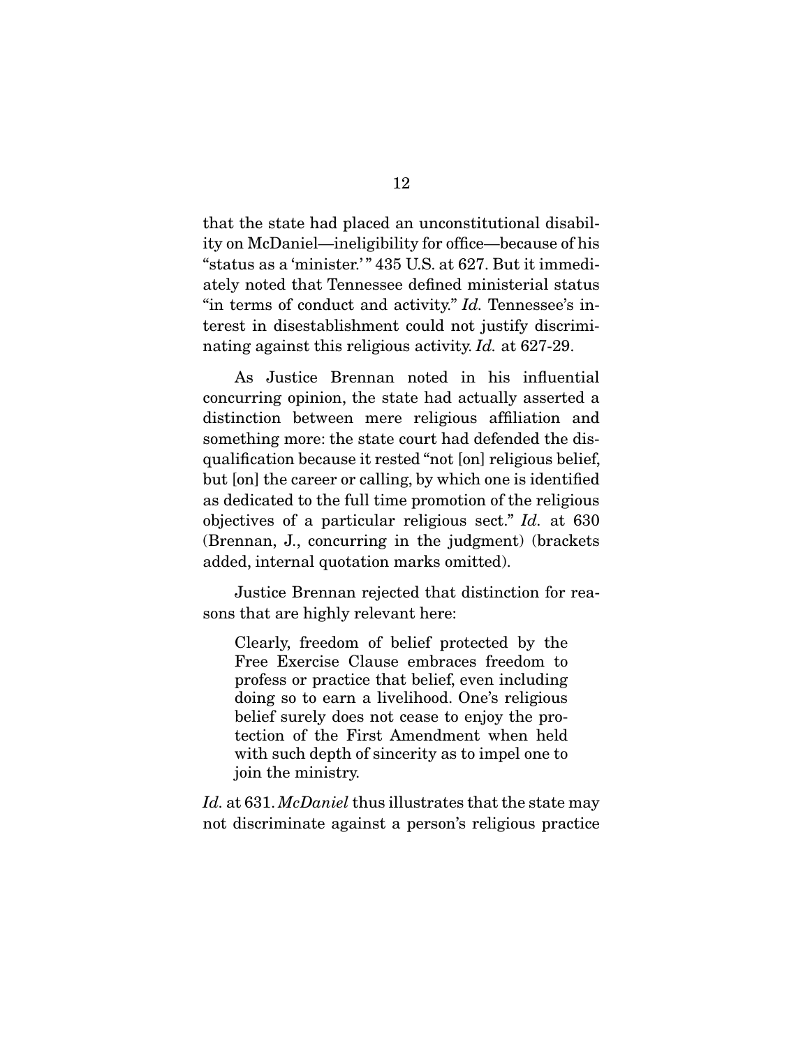that the state had placed an unconstitutional disability on McDaniel—ineligibility for office—because of his "status as a 'minister.'" 435 U.S. at 627. But it immediately noted that Tennessee defined ministerial status "in terms of conduct and activity." *Id.* Tennessee's interest in disestablishment could not justify discriminating against this religious activity. *Id.* at 627-29.

As Justice Brennan noted in his influential concurring opinion, the state had actually asserted a distinction between mere religious affiliation and something more: the state court had defended the disqualification because it rested "not [on] religious belief, but [on] the career or calling, by which one is identified as dedicated to the full time promotion of the religious objectives of a particular religious sect." *Id.* at 630 (Brennan, J., concurring in the judgment) (brackets added, internal quotation marks omitted).

Justice Brennan rejected that distinction for reasons that are highly relevant here:

> Clearly, freedom of belief protected by the Free Exercise Clause embraces freedom to profess or practice that belief, even including doing so to earn a livelihood. One's religious belief surely does not cease to enjoy the protection of the First Amendment when held with such depth of sincerity as to impel one to join the ministry.

*Id.* at 631. *McDaniel* thus illustrates that the state may not discriminate against a person's religious practice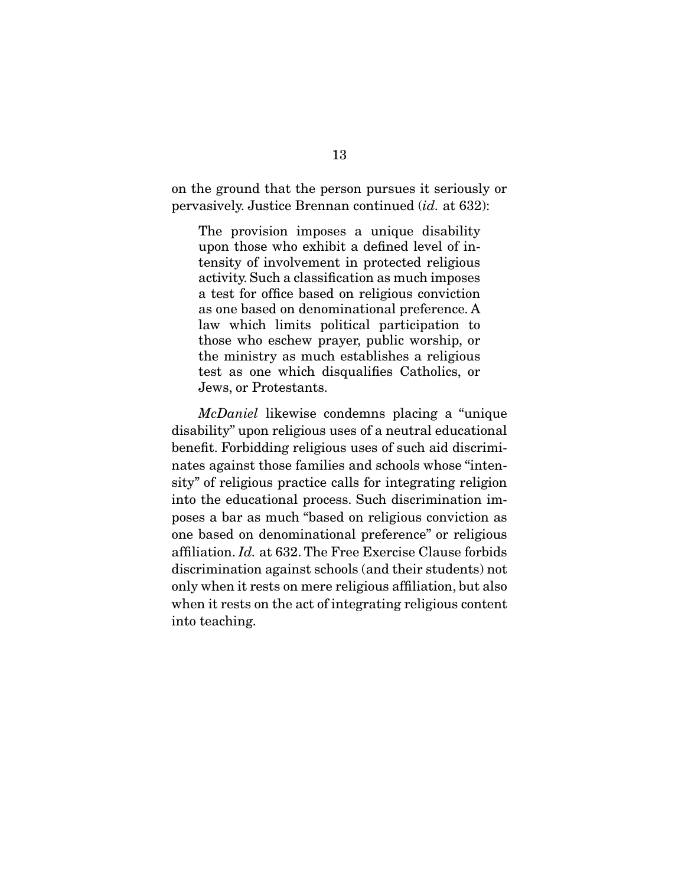on the ground that the person pursues it seriously or pervasively. Justice Brennan continued (*id.* at 632):

> The provision imposes a unique disability upon those who exhibit a defined level of intensity of involvement in protected religious activity. Such a classification as much imposes a test for office based on religious conviction as one based on denominational preference. A law which limits political participation to those who eschew prayer, public worship, or the ministry as much establishes a religious test as one which disqualifies Catholics, or Jews, or Protestants.

*McDaniel* likewise condemns placing a "unique disability" upon religious uses of a neutral educational benefit. Forbidding religious uses of such aid discriminates against those families and schools whose "intensity" of religious practice calls for integrating religion into the educational process. Such discrimination imposes a bar as much "based on religious conviction as one based on denominational preference" or religious affiliation. *Id.* at 632. The Free Exercise Clause forbids discrimination against schools (and their students) not only when it rests on mere religious affiliation, but also when it rests on the act of integrating religious content into teaching.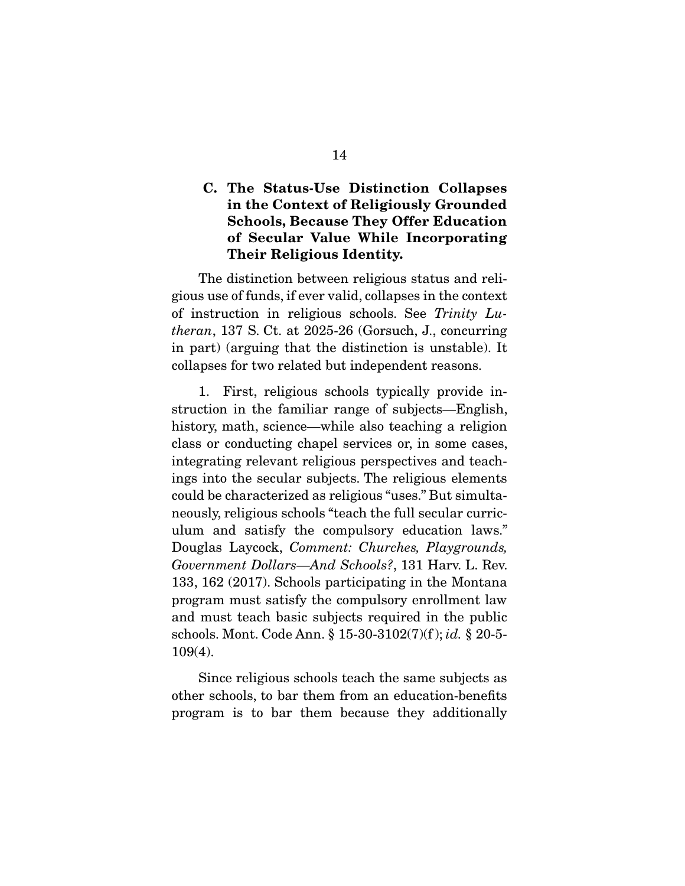### C. The Status-Use Distinction Collapses in the Context of Religiously Grounded Schools, Because They Offer Education of Secular Value While Incorporating Their Religious Identity.

The distinction between religious status and religious use of funds, if ever valid, collapses in the context of instruction in religious schools. See *Trinity Lutheran*, 137 S. Ct. at 2025-26 (Gorsuch, J., concurring in part) (arguing that the distinction is unstable). It collapses for two related but independent reasons.

1. First, religious schools typically provide instruction in the familiar range of subjects—English, history, math, science—while also teaching a religion class or conducting chapel services or, in some cases, integrating relevant religious perspectives and teachings into the secular subjects. The religious elements could be characterized as religious "uses." But simultaneously, religious schools "teach the full secular curriculum and satisfy the compulsory education laws." Douglas Laycock, *Comment: Churches, Playgrounds, Government Dollars—And Schools?*, 131 Harv. L. Rev. 133, 162 (2017). Schools participating in the Montana program must satisfy the compulsory enrollment law and must teach basic subjects required in the public schools. Mont. Code Ann. § 15-30-3102(7)(f); *id.* § 20-5-109(4).

Since religious schools teach the same subjects as other schools, to bar them from an education-benefits program is to bar them because they additionally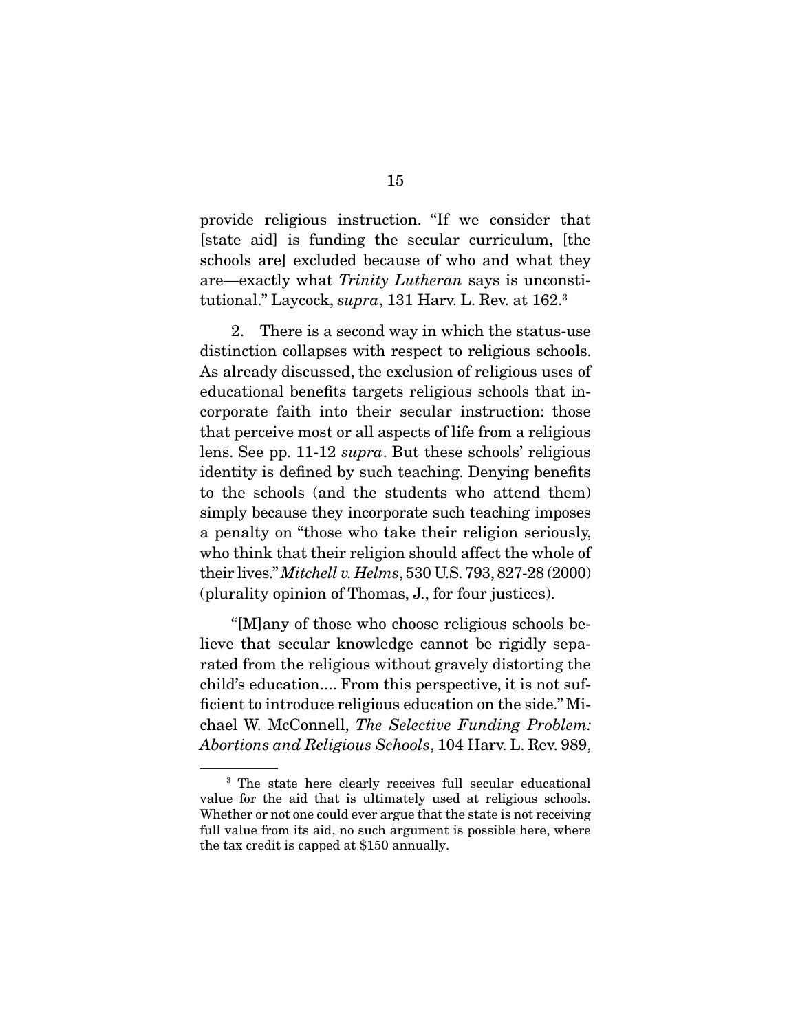provide religious instruction. "If we consider that [state aid] is funding the secular curriculum, [the schools are] excluded because of who and what they are—exactly what *Trinity Lutheran* says is unconstitutional." Laycock, *supra*, 131 Harv. L. Rev. at 162.[3]

2. There is a second way in which the status-use distinction collapses with respect to religious schools. As already discussed, the exclusion of religious uses of educational benefits targets religious schools that incorporate faith into their secular instruction: those that perceive most or all aspects of life from a religious lens. See pp. 11-12 *supra*. But these schools' religious identity is defined by such teaching. Denying benefits to the schools (and the students who attend them) simply because they incorporate such teaching imposes a penalty on "those who take their religion seriously, who think that their religion should affect the whole of their lives." *Mitchell v. Helms*, 530 U.S. 793, 827-28 (2000) (plurality opinion of Thomas, J., for four justices).

"[M]any of those who choose religious schools believe that secular knowledge cannot be rigidly separated from the religious without gravely distorting the child's education.... From this perspective, it is not sufficient to introduce religious education on the side." Michael W. McConnell, *The Selective Funding Problem: Abortions and Religious Schools*, 104 Harv. L. Rev. 989,

[3] The state here clearly receives full secular educational value for the aid that is ultimately used at religious schools. Whether or not one could ever argue that the state is not receiving full value from its aid, no such argument is possible here, where the tax credit is capped at $150 annually.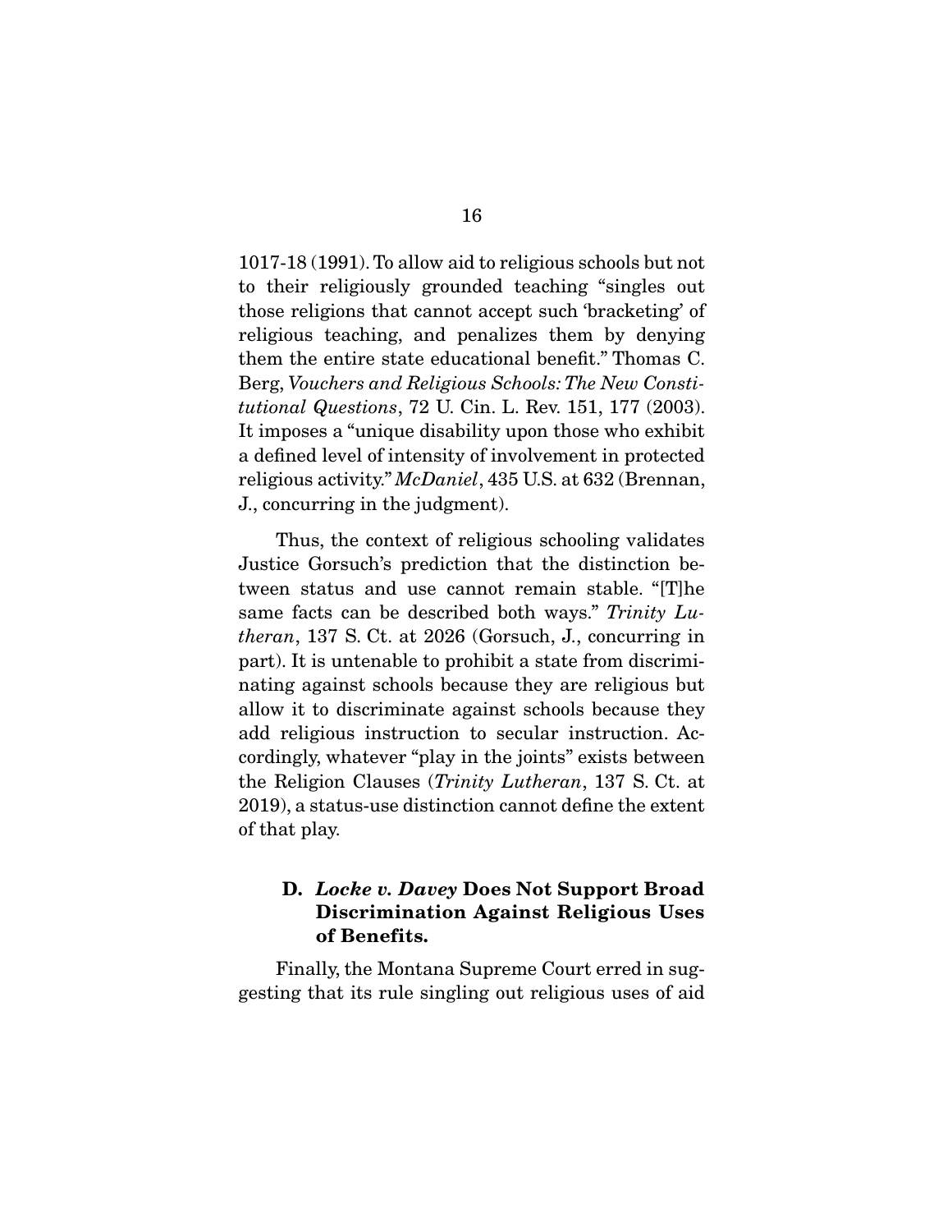1017-18 (1991). To allow aid to religious schools but not to their religiously grounded teaching "singles out those religions that cannot accept such 'bracketing' of religious teaching, and penalizes them by denying them the entire state educational benefit." Thomas C. Berg, *Vouchers and Religious Schools: The New Constitutional Questions*, 72 U. Cin. L. Rev. 151, 177 (2003). It imposes a "unique disability upon those who exhibit a defined level of intensity of involvement in protected religious activity." *McDaniel*, 435 U.S. at 632 (Brennan, J., concurring in the judgment).

Thus, the context of religious schooling validates Justice Gorsuch's prediction that the distinction between status and use cannot remain stable. "[T]he same facts can be described both ways." *Trinity Lutheran*, 137 S. Ct. at 2026 (Gorsuch, J., concurring in part). It is untenable to prohibit a state from discriminating against schools because they are religious but allow it to discriminate against schools because they add religious instruction to secular instruction. Accordingly, whatever "play in the joints" exists between the Religion Clauses (*Trinity Lutheran*, 137 S. Ct. at 2019), a status-use distinction cannot define the extent of that play.

### D. *Locke v. Davey* Does Not Support Broad Discrimination Against Religious Uses of Benefits.

Finally, the Montana Supreme Court erred in suggesting that its rule singling out religious uses of aid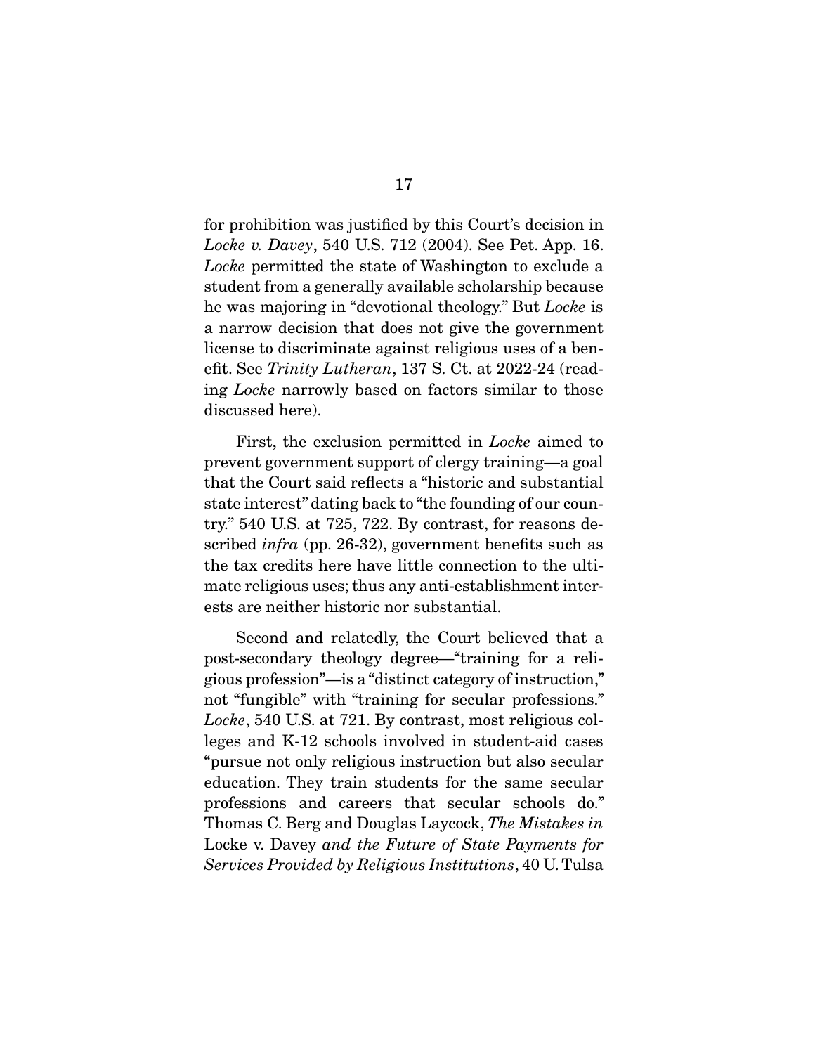for prohibition was justified by this Court's decision in *Locke v. Davey*, 540 U.S. 712 (2004). See Pet. App. 16. *Locke* permitted the state of Washington to exclude a student from a generally available scholarship because he was majoring in "devotional theology." But *Locke* is a narrow decision that does not give the government license to discriminate against religious uses of a benefit. See *Trinity Lutheran*, 137 S. Ct. at 2022-24 (reading *Locke* narrowly based on factors similar to those discussed here).

First, the exclusion permitted in *Locke* aimed to prevent government support of clergy training—a goal that the Court said reflects a "historic and substantial state interest" dating back to "the founding of our country." 540 U.S. at 725, 722. By contrast, for reasons described *infra* (pp. 26-32), government benefits such as the tax credits here have little connection to the ultimate religious uses; thus any anti-establishment interests are neither historic nor substantial.

Second and relatedly, the Court believed that a post-secondary theology degree—"training for a religious profession"—is a "distinct category of instruction," not "fungible" with "training for secular professions." *Locke*, 540 U.S. at 721. By contrast, most religious colleges and K-12 schools involved in student-aid cases "pursue not only religious instruction but also secular education. They train students for the same secular professions and careers that secular schools do." Thomas C. Berg and Douglas Laycock, *The Mistakes in* Locke v. Davey *and the Future of State Payments for Services Provided by Religious Institutions*, 40 U. Tulsa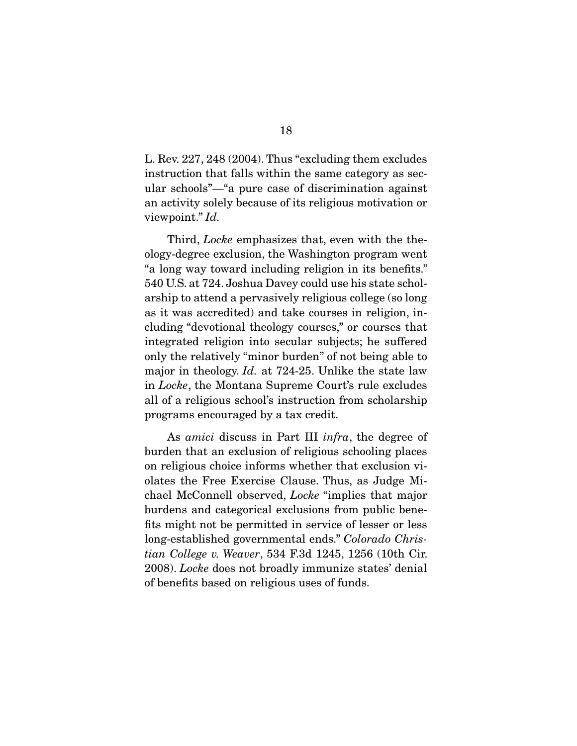L. Rev. 227, 248 (2004). Thus "excluding them excludes instruction that falls within the same category as secular schools"—"a pure case of discrimination against an activity solely because of its religious motivation or viewpoint." *Id.*

Third, *Locke* emphasizes that, even with the theology-degree exclusion, the Washington program went "a long way toward including religion in its benefits." 540 U.S. at 724. Joshua Davey could use his state scholarship to attend a pervasively religious college (so long as it was accredited) and take courses in religion, including "devotional theology courses," or courses that integrated religion into secular subjects; he suffered only the relatively "minor burden" of not being able to major in theology. *Id.* at 724-25. Unlike the state law in *Locke*, the Montana Supreme Court's rule excludes all of a religious school's instruction from scholarship programs encouraged by a tax credit.

As *amici* discuss in Part III *infra*, the degree of burden that an exclusion of religious schooling places on religious choice informs whether that exclusion violates the Free Exercise Clause. Thus, as Judge Michael McConnell observed, *Locke* "implies that major burdens and categorical exclusions from public benefits might not be permitted in service of lesser or less long-established governmental ends." *Colorado Christian College v. Weaver*, 534 F.3d 1245, 1256 (10th Cir. 2008). *Locke* does not broadly immunize states' denial of benefits based on religious uses of funds.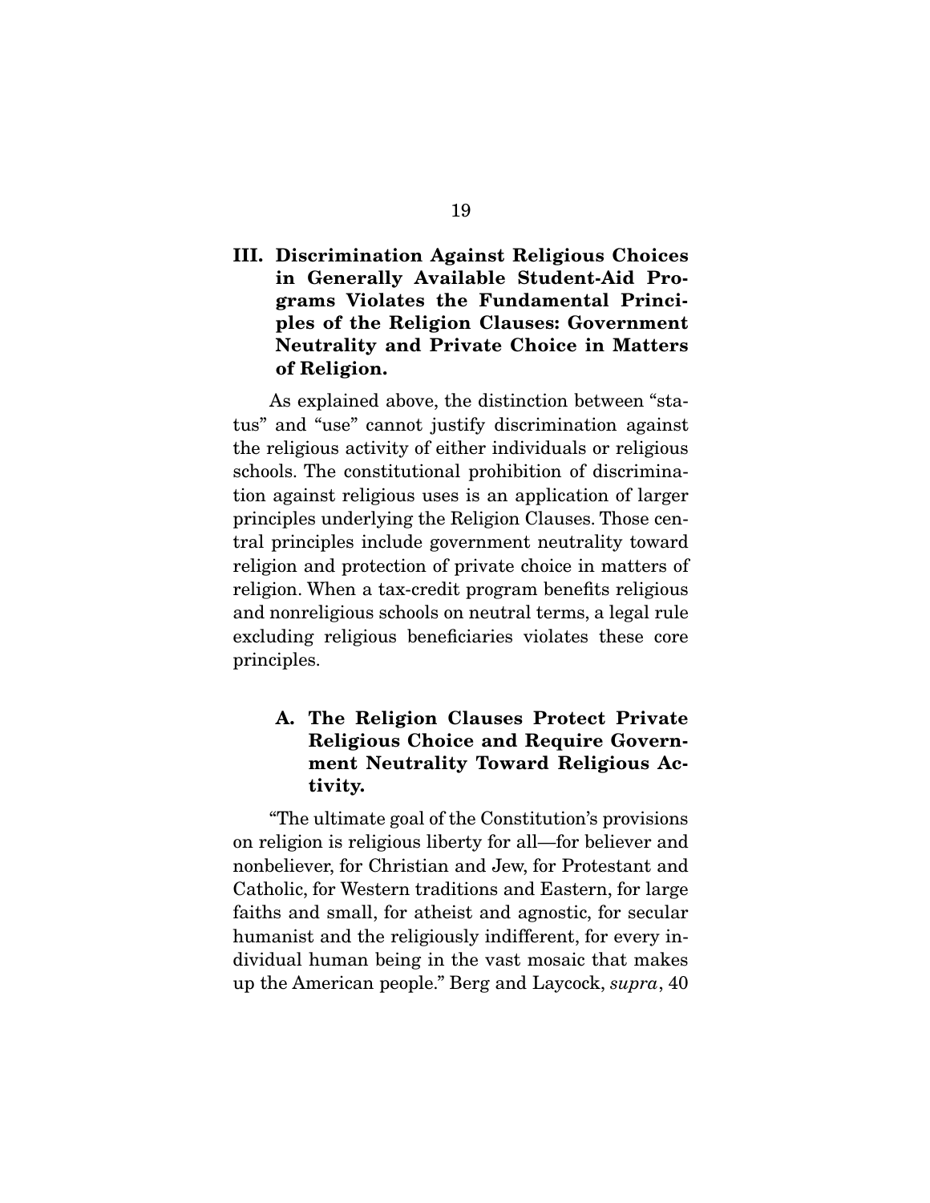## III. Discrimination Against Religious Choices in Generally Available Student-Aid Programs Violates the Fundamental Principles of the Religion Clauses: Government Neutrality and Private Choice in Matters of Religion.

As explained above, the distinction between "status" and "use" cannot justify discrimination against the religious activity of either individuals or religious schools. The constitutional prohibition of discrimination against religious uses is an application of larger principles underlying the Religion Clauses. Those central principles include government neutrality toward religion and protection of private choice in matters of religion. When a tax-credit program benefits religious and nonreligious schools on neutral terms, a legal rule excluding religious beneficiaries violates these core principles.

### A. The Religion Clauses Protect Private Religious Choice and Require Government Neutrality Toward Religious Activity.

"The ultimate goal of the Constitution's provisions on religion is religious liberty for all—for believer and nonbeliever, for Christian and Jew, for Protestant and Catholic, for Western traditions and Eastern, for large faiths and small, for atheist and agnostic, for secular humanist and the religiously indifferent, for every individual human being in the vast mosaic that makes up the American people." Berg and Laycock, *supra*, 40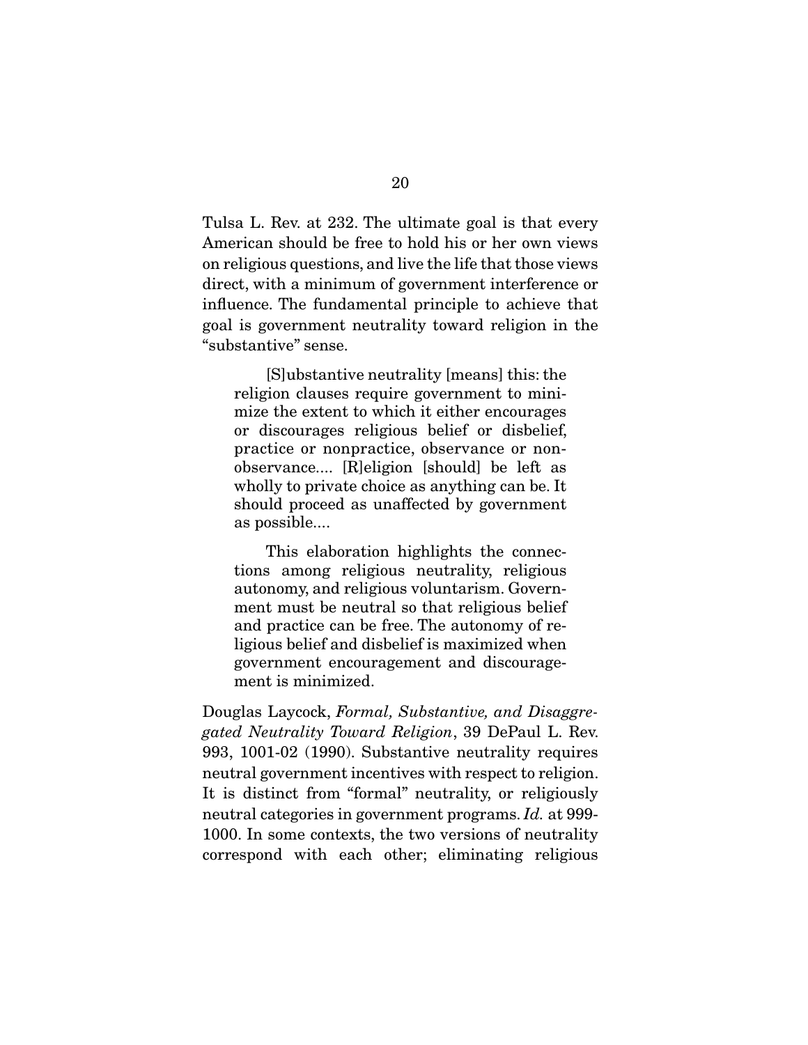Tulsa L. Rev. at 232. The ultimate goal is that every American should be free to hold his or her own views on religious questions, and live the life that those views direct, with a minimum of government interference or influence. The fundamental principle to achieve that goal is government neutrality toward religion in the "substantive" sense.

> [S]ubstantive neutrality [means] this: the religion clauses require government to minimize the extent to which it either encourages or discourages religious belief or disbelief, practice or nonpractice, observance or nonobservance.... [R]eligion [should] be left as wholly to private choice as anything can be. It should proceed as unaffected by government as possible....
>
> This elaboration highlights the connections among religious neutrality, religious autonomy, and religious voluntarism. Government must be neutral so that religious belief and practice can be free. The autonomy of religious belief and disbelief is maximized when government encouragement and discouragement is minimized.

Douglas Laycock, *Formal, Substantive, and Disaggregated Neutrality Toward Religion*, 39 DePaul L. Rev. 993, 1001-02 (1990). Substantive neutrality requires neutral government incentives with respect to religion. It is distinct from "formal" neutrality, or religiously neutral categories in government programs. *Id.* at 999-1000. In some contexts, the two versions of neutrality correspond with each other; eliminating religious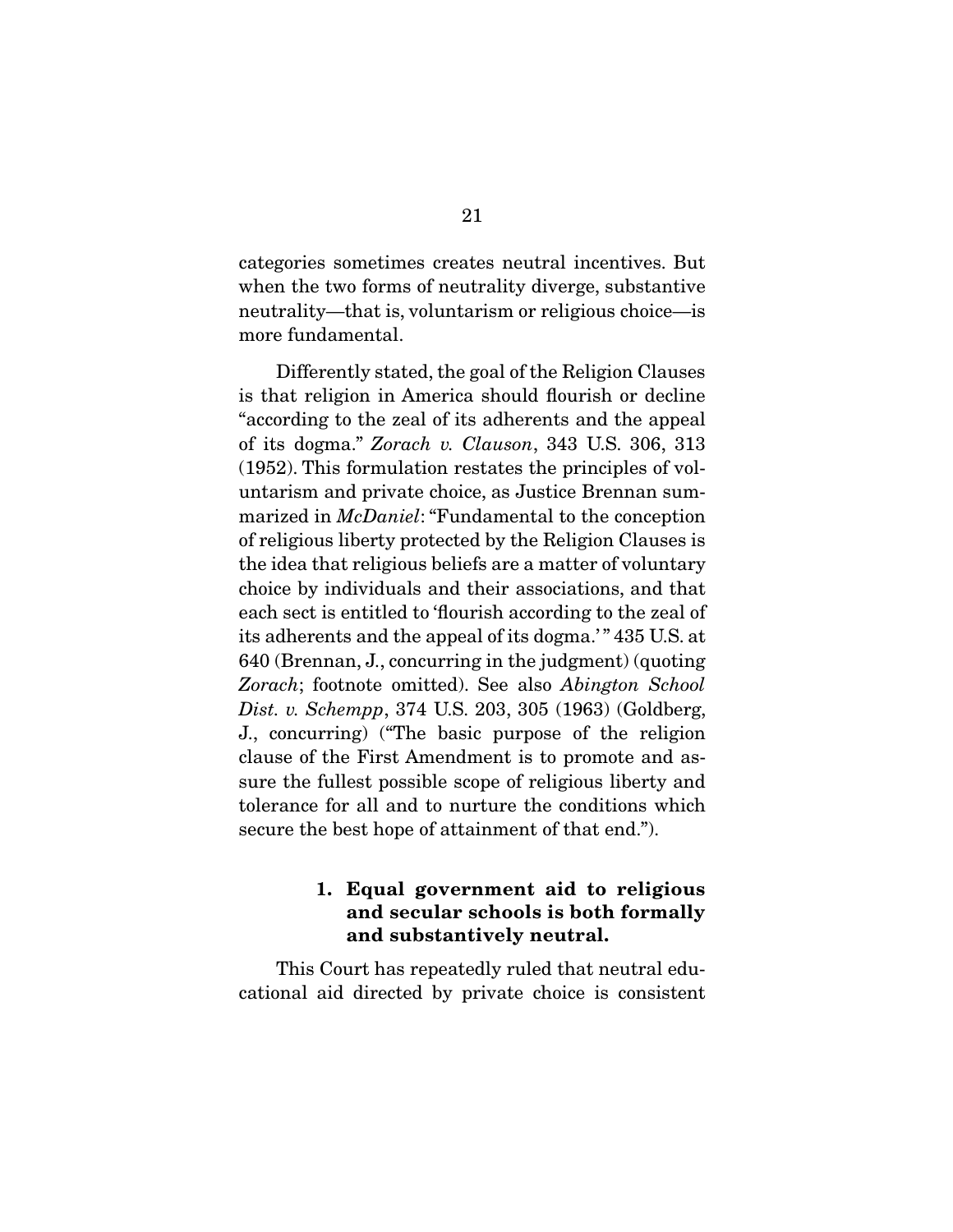categories sometimes creates neutral incentives. But when the two forms of neutrality diverge, substantive neutrality—that is, voluntarism or religious choice—is more fundamental.

Differently stated, the goal of the Religion Clauses is that religion in America should flourish or decline "according to the zeal of its adherents and the appeal of its dogma." *Zorach v. Clauson*, 343 U.S. 306, 313 (1952). This formulation restates the principles of voluntarism and private choice, as Justice Brennan summarized in *McDaniel*: "Fundamental to the conception of religious liberty protected by the Religion Clauses is the idea that religious beliefs are a matter of voluntary choice by individuals and their associations, and that each sect is entitled to 'flourish according to the zeal of its adherents and the appeal of its dogma.'" 435 U.S. at 640 (Brennan, J., concurring in the judgment) (quoting *Zorach*; footnote omitted). See also *Abington School Dist. v. Schempp*, 374 U.S. 203, 305 (1963) (Goldberg, J., concurring) ("The basic purpose of the religion clause of the First Amendment is to promote and assure the fullest possible scope of religious liberty and tolerance for all and to nurture the conditions which secure the best hope of attainment of that end.").

**1. Equal government aid to religious and secular schools is both formally and substantively neutral.**

This Court has repeatedly ruled that neutral educational aid directed by private choice is consistent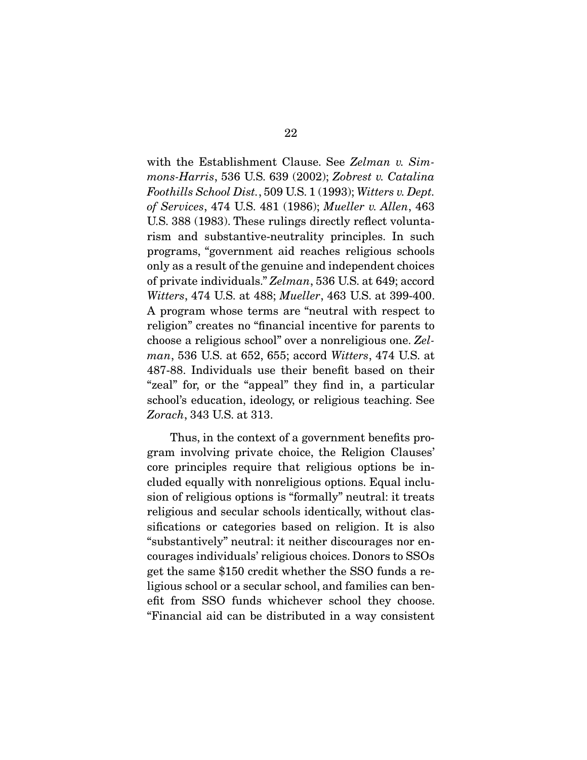with the Establishment Clause. See *Zelman v. Simmons-Harris*, 536 U.S. 639 (2002); *Zobrest v. Catalina Foothills School Dist.*, 509 U.S. 1 (1993); *Witters v. Dept. of Services*, 474 U.S. 481 (1986); *Mueller v. Allen*, 463 U.S. 388 (1983). These rulings directly reflect voluntarism and substantive-neutrality principles. In such programs, "government aid reaches religious schools only as a result of the genuine and independent choices of private individuals." *Zelman*, 536 U.S. at 649; accord *Witters*, 474 U.S. at 488; *Mueller*, 463 U.S. at 399-400. A program whose terms are "neutral with respect to religion" creates no "financial incentive for parents to choose a religious school" over a nonreligious one. *Zelman*, 536 U.S. at 652, 655; accord *Witters*, 474 U.S. at 487-88. Individuals use their benefit based on their "zeal" for, or the "appeal" they find in, a particular school's education, ideology, or religious teaching. See *Zorach*, 343 U.S. at 313.

Thus, in the context of a government benefits program involving private choice, the Religion Clauses' core principles require that religious options be included equally with nonreligious options. Equal inclusion of religious options is "formally" neutral: it treats religious and secular schools identically, without classifications or categories based on religion. It is also "substantively" neutral: it neither discourages nor encourages individuals' religious choices. Donors to SSOs get the same $150 credit whether the SSO funds a religious school or a secular school, and families can benefit from SSO funds whichever school they choose. "Financial aid can be distributed in a way consistent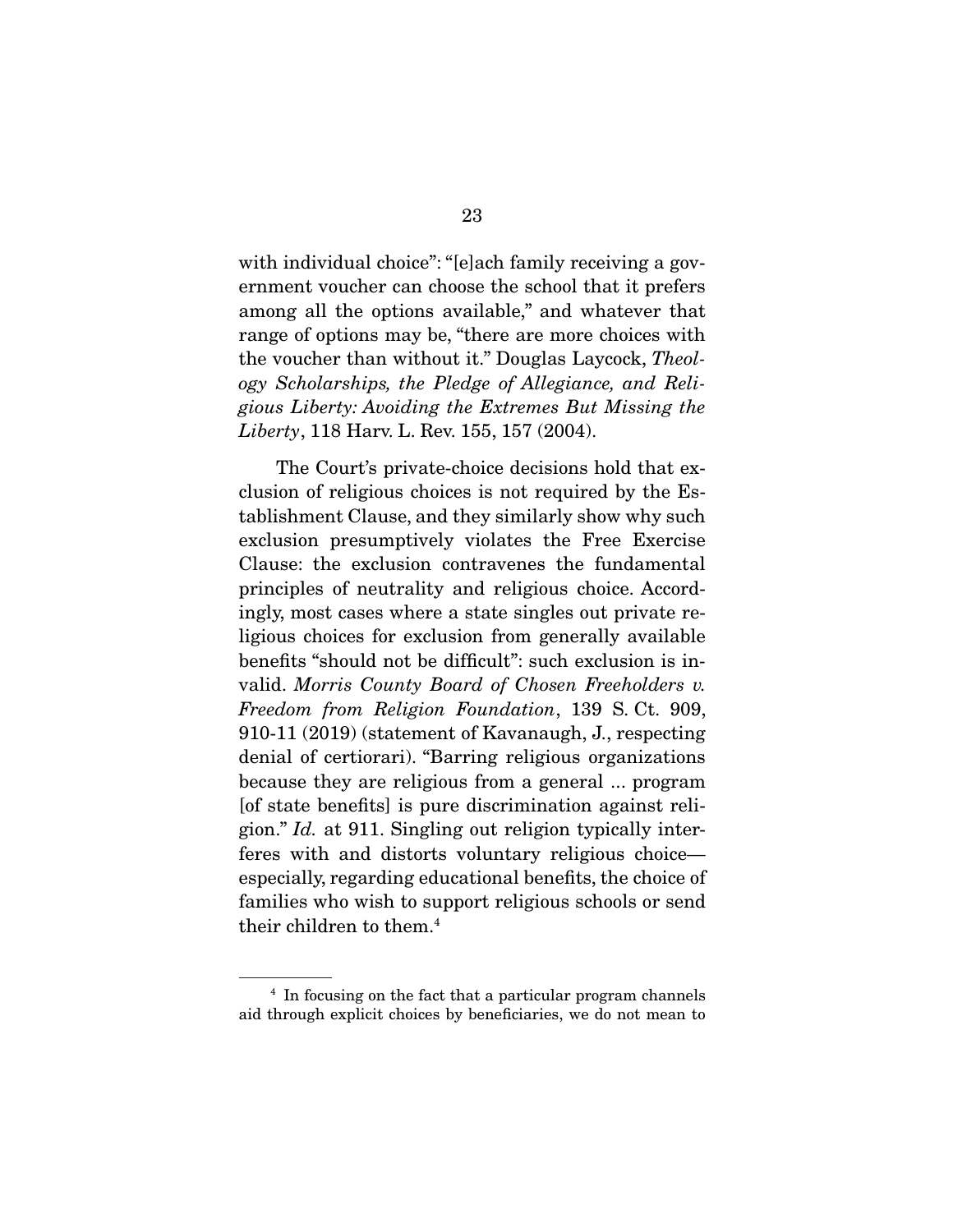with individual choice": "[e]ach family receiving a government voucher can choose the school that it prefers among all the options available," and whatever that range of options may be, "there are more choices with the voucher than without it." Douglas Laycock, *Theology Scholarships, the Pledge of Allegiance, and Religious Liberty: Avoiding the Extremes But Missing the Liberty*, 118 Harv. L. Rev. 155, 157 (2004).

The Court's private-choice decisions hold that exclusion of religious choices is not required by the Establishment Clause, and they similarly show why such exclusion presumptively violates the Free Exercise Clause: the exclusion contravenes the fundamental principles of neutrality and religious choice. Accordingly, most cases where a state singles out private religious choices for exclusion from generally available benefits "should not be difficult": such exclusion is invalid. *Morris County Board of Chosen Freeholders v. Freedom from Religion Foundation*, 139 S. Ct. 909, 910-11 (2019) (statement of Kavanaugh, J., respecting denial of certiorari). "Barring religious organizations because they are religious from a general ... program [of state benefits] is pure discrimination against religion." *Id.* at 911. Singling out religion typically interferes with and distorts voluntary religious choice—especially, regarding educational benefits, the choice of families who wish to support religious schools or send their children to them.[4]

[4] In focusing on the fact that a particular program channels aid through explicit choices by beneficiaries, we do not mean to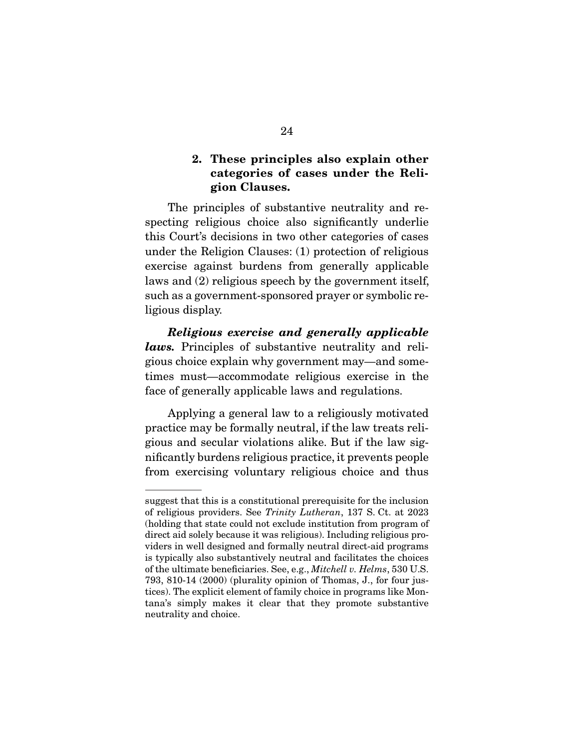### 2. These principles also explain other categories of cases under the Religion Clauses.

The principles of substantive neutrality and respecting religious choice also significantly underlie this Court's decisions in two other categories of cases under the Religion Clauses: (1) protection of religious exercise against burdens from generally applicable laws and (2) religious speech by the government itself, such as a government-sponsored prayer or symbolic religious display.

***Religious exercise and generally applicable laws.*** Principles of substantive neutrality and religious choice explain why government may—and sometimes must—accommodate religious exercise in the face of generally applicable laws and regulations.

Applying a general law to a religiously motivated practice may be formally neutral, if the law treats religious and secular violations alike. But if the law significantly burdens religious practice, it prevents people from exercising voluntary religious choice and thus

---

suggest that this is a constitutional prerequisite for the inclusion of religious providers. See *Trinity Lutheran*, 137 S. Ct. at 2023 (holding that state could not exclude institution from program of direct aid solely because it was religious). Including religious providers in well designed and formally neutral direct-aid programs is typically also substantively neutral and facilitates the choices of the ultimate beneficiaries. See, e.g., *Mitchell v. Helms*, 530 U.S. 793, 810-14 (2000) (plurality opinion of Thomas, J., for four justices). The explicit element of family choice in programs like Montana's simply makes it clear that they promote substantive neutrality and choice.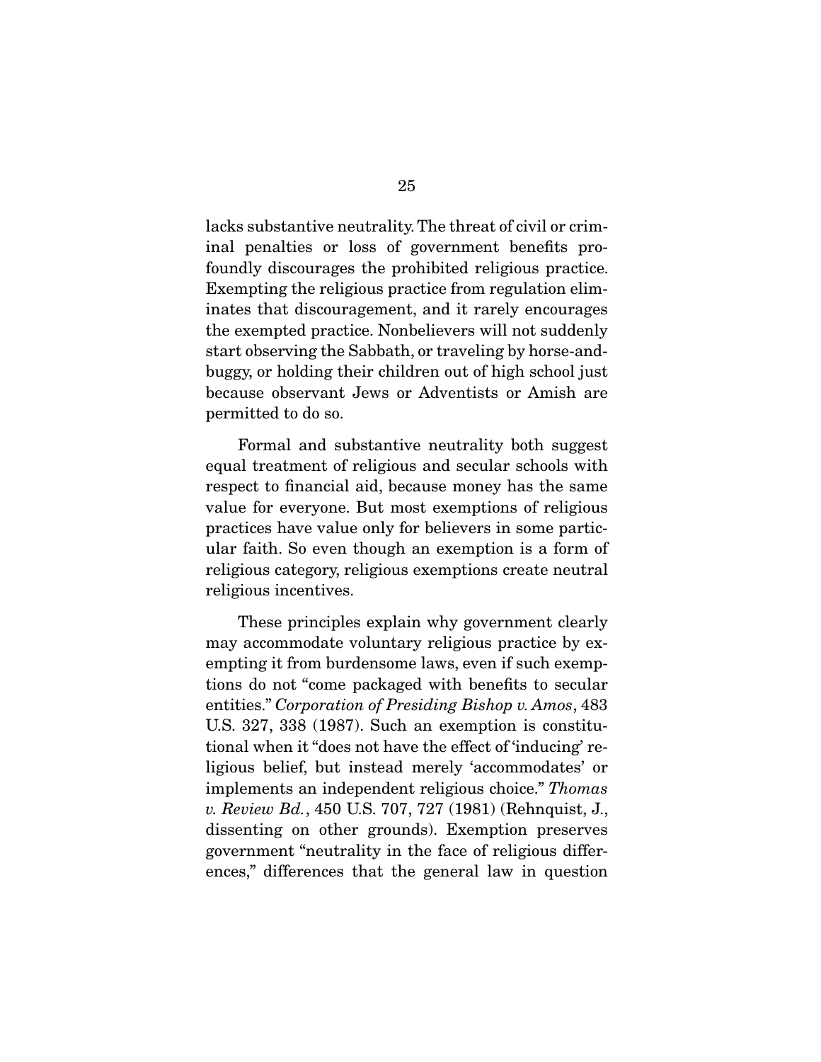lacks substantive neutrality. The threat of civil or criminal penalties or loss of government benefits profoundly discourages the prohibited religious practice. Exempting the religious practice from regulation eliminates that discouragement, and it rarely encourages the exempted practice. Nonbelievers will not suddenly start observing the Sabbath, or traveling by horse-and-buggy, or holding their children out of high school just because observant Jews or Adventists or Amish are permitted to do so.

Formal and substantive neutrality both suggest equal treatment of religious and secular schools with respect to financial aid, because money has the same value for everyone. But most exemptions of religious practices have value only for believers in some particular faith. So even though an exemption is a form of religious category, religious exemptions create neutral religious incentives.

These principles explain why government clearly may accommodate voluntary religious practice by exempting it from burdensome laws, even if such exemptions do not "come packaged with benefits to secular entities." *Corporation of Presiding Bishop v. Amos*, 483 U.S. 327, 338 (1987). Such an exemption is constitutional when it "does not have the effect of 'inducing' religious belief, but instead merely 'accommodates' or implements an independent religious choice." *Thomas v. Review Bd.*, 450 U.S. 707, 727 (1981) (Rehnquist, J., dissenting on other grounds). Exemption preserves government "neutrality in the face of religious differences," differences that the general law in question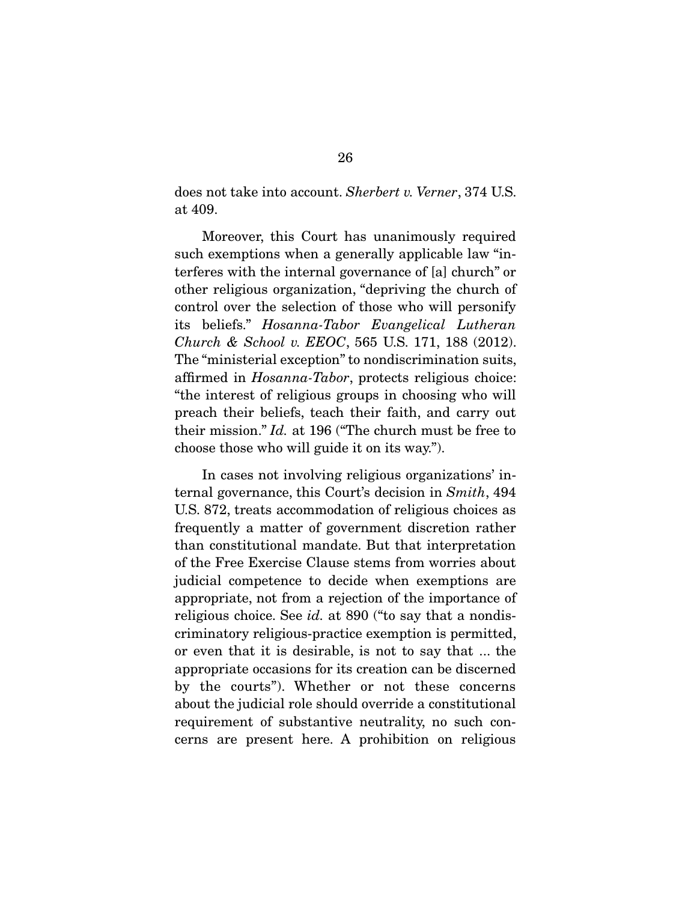does not take into account. *Sherbert v. Verner*, 374 U.S. at 409.

Moreover, this Court has unanimously required such exemptions when a generally applicable law "interferes with the internal governance of [a] church" or other religious organization, "depriving the church of control over the selection of those who will personify its beliefs." *Hosanna-Tabor Evangelical Lutheran Church & School v. EEOC*, 565 U.S. 171, 188 (2012). The "ministerial exception" to nondiscrimination suits, affirmed in *Hosanna-Tabor*, protects religious choice: "the interest of religious groups in choosing who will preach their beliefs, teach their faith, and carry out their mission." *Id.* at 196 ("The church must be free to choose those who will guide it on its way.").

In cases not involving religious organizations' internal governance, this Court's decision in *Smith*, 494 U.S. 872, treats accommodation of religious choices as frequently a matter of government discretion rather than constitutional mandate. But that interpretation of the Free Exercise Clause stems from worries about judicial competence to decide when exemptions are appropriate, not from a rejection of the importance of religious choice. See *id.* at 890 ("to say that a nondiscriminatory religious-practice exemption is permitted, or even that it is desirable, is not to say that ... the appropriate occasions for its creation can be discerned by the courts"). Whether or not these concerns about the judicial role should override a constitutional requirement of substantive neutrality, no such concerns are present here. A prohibition on religious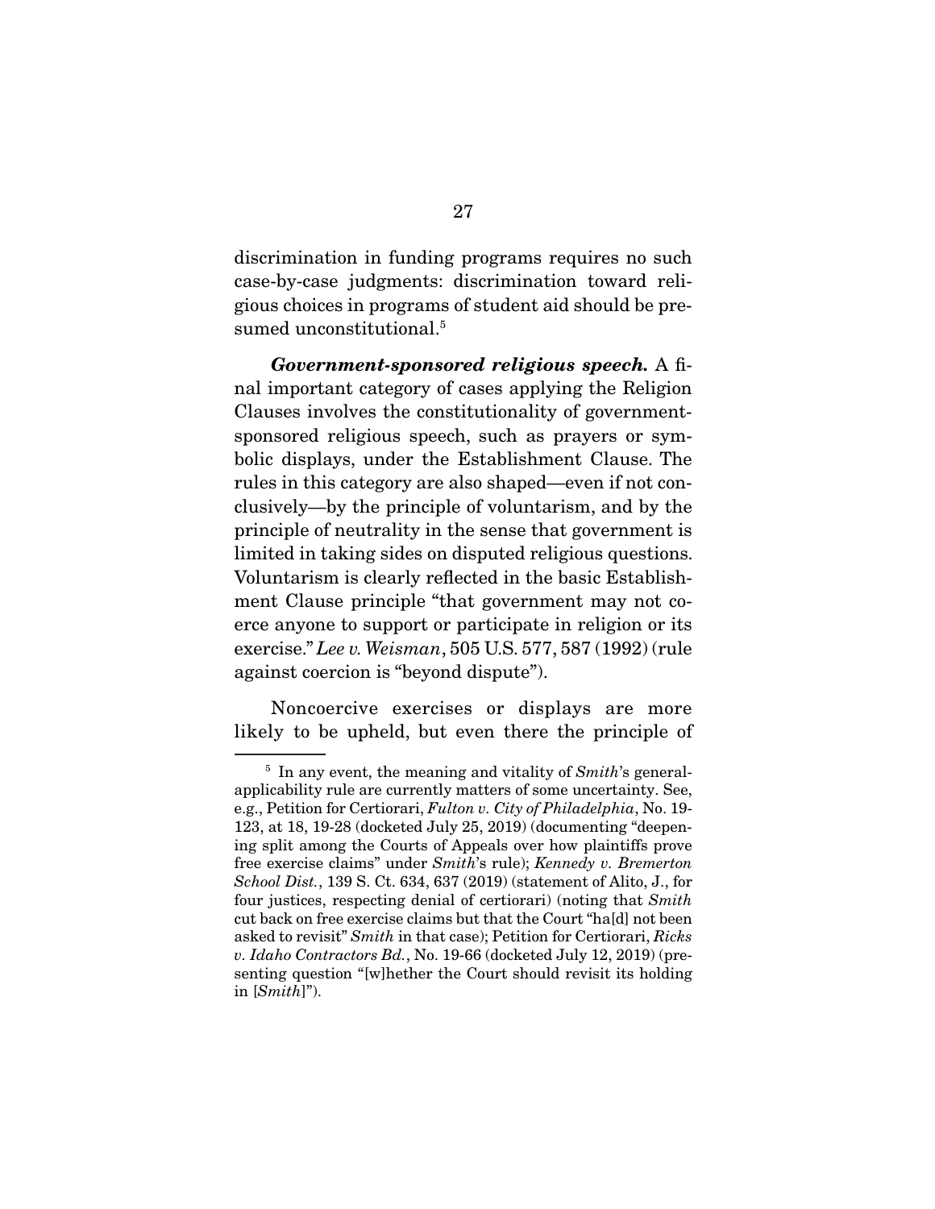discrimination in funding programs requires no such case-by-case judgments: discrimination toward religious choices in programs of student aid should be presumed unconstitutional.[5]

***Government-sponsored religious speech.*** A final important category of cases applying the Religion Clauses involves the constitutionality of government-sponsored religious speech, such as prayers or symbolic displays, under the Establishment Clause. The rules in this category are also shaped—even if not conclusively—by the principle of voluntarism, and by the principle of neutrality in the sense that government is limited in taking sides on disputed religious questions. Voluntarism is clearly reflected in the basic Establishment Clause principle "that government may not coerce anyone to support or participate in religion or its exercise." *Lee v. Weisman*, 505 U.S. 577, 587 (1992) (rule against coercion is "beyond dispute").

Noncoercive exercises or displays are more likely to be upheld, but even there the principle of

---

[5] In any event, the meaning and vitality of *Smith*'s general-applicability rule are currently matters of some uncertainty. See, e.g., Petition for Certiorari, *Fulton v. City of Philadelphia*, No. 19-123, at 18, 19-28 (docketed July 25, 2019) (documenting "deepening split among the Courts of Appeals over how plaintiffs prove free exercise claims" under *Smith*'s rule); *Kennedy v. Bremerton School Dist.*, 139 S. Ct. 634, 637 (2019) (statement of Alito, J., for four justices, respecting denial of certiorari) (noting that *Smith* cut back on free exercise claims but that the Court "ha[d] not been asked to revisit" *Smith* in that case); Petition for Certiorari, *Ricks v. Idaho Contractors Bd.*, No. 19-66 (docketed July 12, 2019) (presenting question "[w]hether the Court should revisit its holding in [*Smith*]").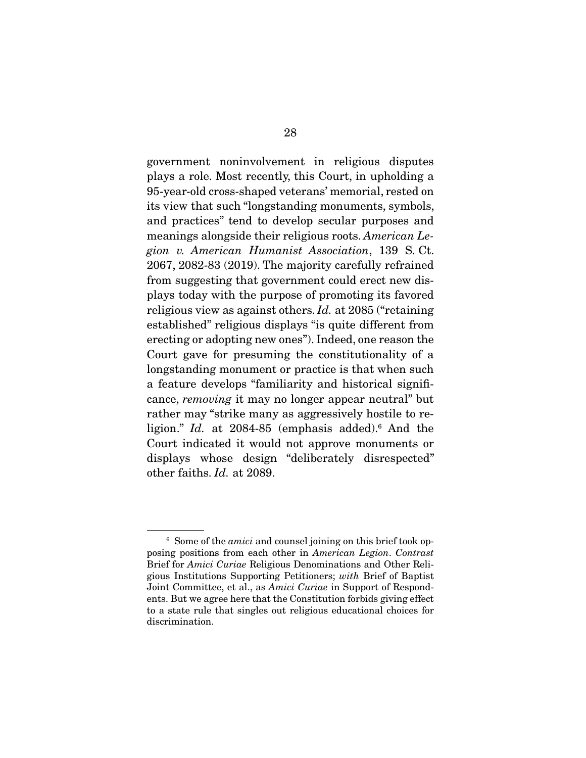government noninvolvement in religious disputes plays a role. Most recently, this Court, in upholding a 95-year-old cross-shaped veterans' memorial, rested on its view that such "longstanding monuments, symbols, and practices" tend to develop secular purposes and meanings alongside their religious roots. *American Legion v. American Humanist Association*, 139 S. Ct. 2067, 2082-83 (2019). The majority carefully refrained from suggesting that government could erect new displays today with the purpose of promoting its favored religious view as against others. *Id.* at 2085 ("retaining established" religious displays "is quite different from erecting or adopting new ones"). Indeed, one reason the Court gave for presuming the constitutionality of a longstanding monument or practice is that when such a feature develops "familiarity and historical significance, *removing* it may no longer appear neutral" but rather may "strike many as aggressively hostile to religion." *Id.* at 2084-85 (emphasis added).[6] And the Court indicated it would not approve monuments or displays whose design "deliberately disrespected" other faiths. *Id.* at 2089.

---

[6] Some of the *amici* and counsel joining on this brief took opposing positions from each other in *American Legion*. *Contrast* Brief for *Amici Curiae* Religious Denominations and Other Religious Institutions Supporting Petitioners; *with* Brief of Baptist Joint Committee, et al., as *Amici Curiae* in Support of Respondents. But we agree here that the Constitution forbids giving effect to a state rule that singles out religious educational choices for discrimination.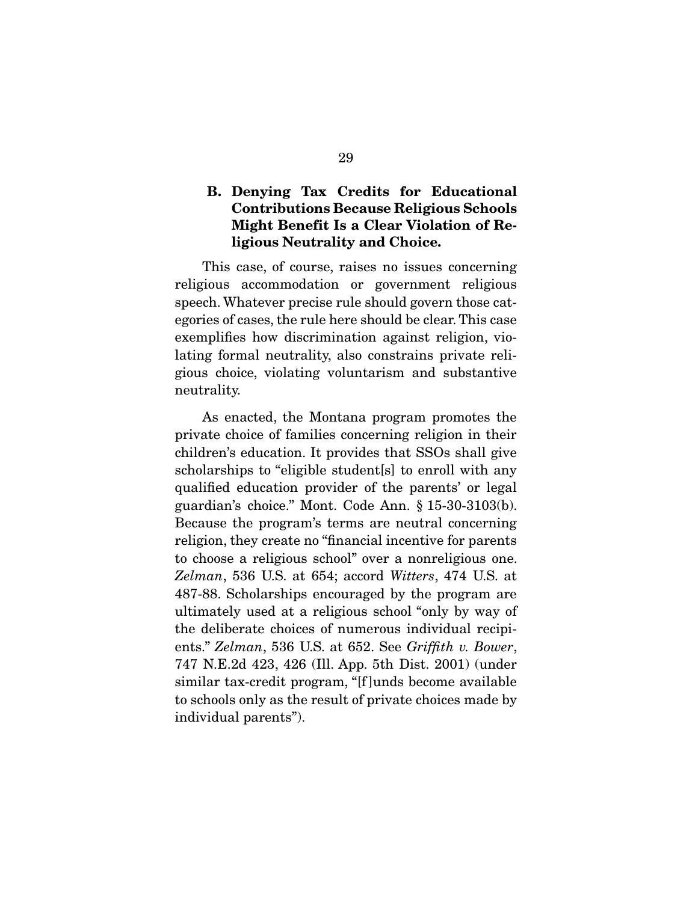### B. Denying Tax Credits for Educational Contributions Because Religious Schools Might Benefit Is a Clear Violation of Religious Neutrality and Choice.

This case, of course, raises no issues concerning religious accommodation or government religious speech. Whatever precise rule should govern those categories of cases, the rule here should be clear. This case exemplifies how discrimination against religion, violating formal neutrality, also constrains private religious choice, violating voluntarism and substantive neutrality.

As enacted, the Montana program promotes the private choice of families concerning religion in their children's education. It provides that SSOs shall give scholarships to "eligible student[s] to enroll with any qualified education provider of the parents' or legal guardian's choice." Mont. Code Ann. § 15-30-3103(b). Because the program's terms are neutral concerning religion, they create no "financial incentive for parents to choose a religious school" over a nonreligious one. *Zelman*, 536 U.S. at 654; accord *Witters*, 474 U.S. at 487-88. Scholarships encouraged by the program are ultimately used at a religious school "only by way of the deliberate choices of numerous individual recipients." *Zelman*, 536 U.S. at 652. See *Griffith v. Bower*, 747 N.E.2d 423, 426 (Ill. App. 5th Dist. 2001) (under similar tax-credit program, "[f]unds become available to schools only as the result of private choices made by individual parents").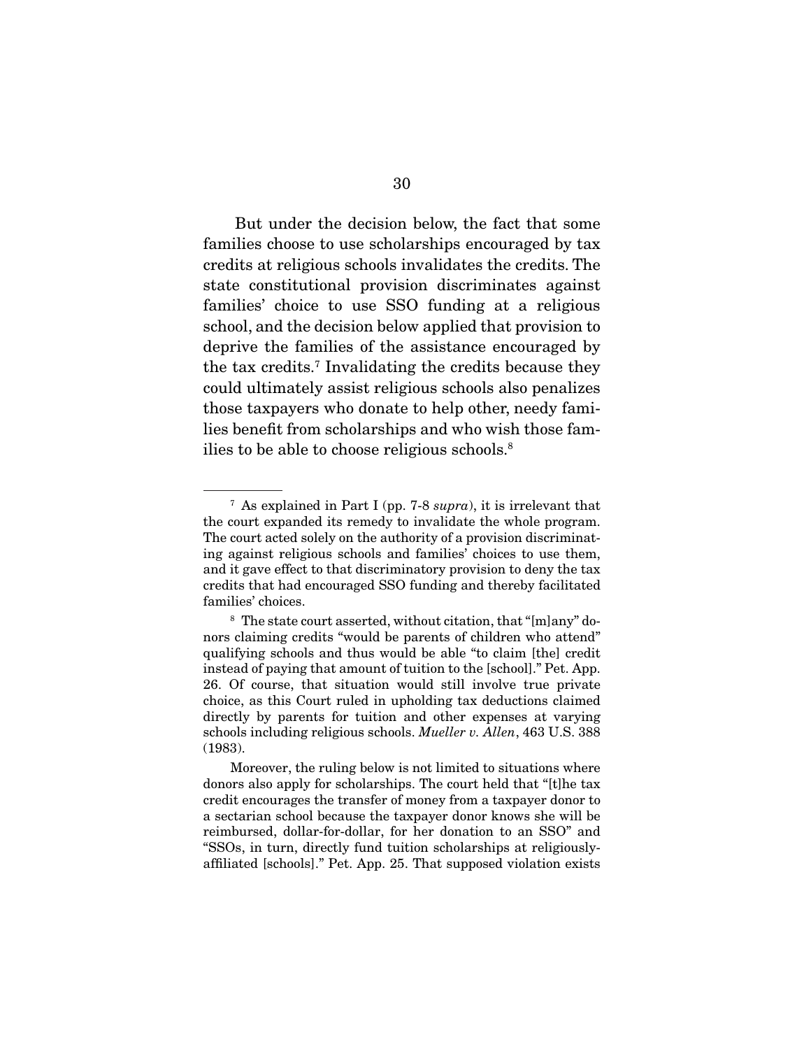But under the decision below, the fact that some families choose to use scholarships encouraged by tax credits at religious schools invalidates the credits. The state constitutional provision discriminates against families' choice to use SSO funding at a religious school, and the decision below applied that provision to deprive the families of the assistance encouraged by the tax credits.[7] Invalidating the credits because they could ultimately assist religious schools also penalizes those taxpayers who donate to help other, needy families benefit from scholarships and who wish those families to be able to choose religious schools.[8]

---

[7] As explained in Part I (pp. 7-8 *supra*), it is irrelevant that the court expanded its remedy to invalidate the whole program. The court acted solely on the authority of a provision discriminating against religious schools and families' choices to use them, and it gave effect to that discriminatory provision to deny the tax credits that had encouraged SSO funding and thereby facilitated families' choices.

[8] The state court asserted, without citation, that "[m]any" donors claiming credits "would be parents of children who attend" qualifying schools and thus would be able "to claim [the] credit instead of paying that amount of tuition to the [school]." Pet. App. 26. Of course, that situation would still involve true private choice, as this Court ruled in upholding tax deductions claimed directly by parents for tuition and other expenses at varying schools including religious schools. *Mueller v. Allen*, 463 U.S. 388 (1983).

Moreover, the ruling below is not limited to situations where donors also apply for scholarships. The court held that "[t]he tax credit encourages the transfer of money from a taxpayer donor to a sectarian school because the taxpayer donor knows she will be reimbursed, dollar-for-dollar, for her donation to an SSO" and "SSOs, in turn, directly fund tuition scholarships at religiously-affiliated [schools]." Pet. App. 25. That supposed violation exists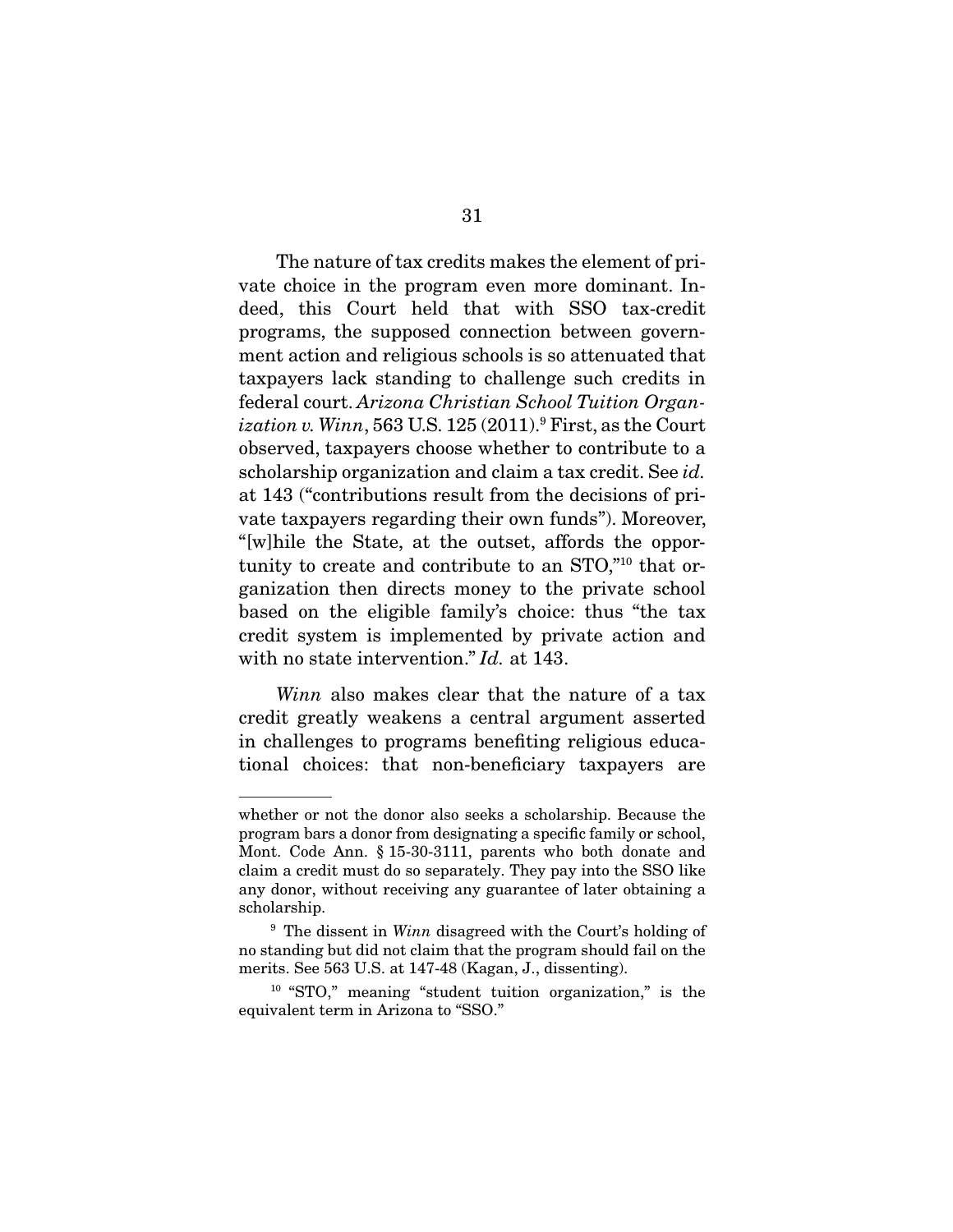The nature of tax credits makes the element of private choice in the program even more dominant. Indeed, this Court held that with SSO tax-credit programs, the supposed connection between government action and religious schools is so attenuated that taxpayers lack standing to challenge such credits in federal court. *Arizona Christian School Tuition Organization v. Winn*, 563 U.S. 125 (2011).[9] First, as the Court observed, taxpayers choose whether to contribute to a scholarship organization and claim a tax credit. See *id.* at 143 ("contributions result from the decisions of private taxpayers regarding their own funds"). Moreover, "[w]hile the State, at the outset, affords the opportunity to create and contribute to an STO,"[10] that organization then directs money to the private school based on the eligible family's choice: thus "the tax credit system is implemented by private action and with no state intervention." *Id.* at 143.

*Winn* also makes clear that the nature of a tax credit greatly weakens a central argument asserted in challenges to programs benefiting religious educational choices: that non-beneficiary taxpayers are

---

whether or not the donor also seeks a scholarship. Because the program bars a donor from designating a specific family or school, Mont. Code Ann. § 15-30-3111, parents who both donate and claim a credit must do so separately. They pay into the SSO like any donor, without receiving any guarantee of later obtaining a scholarship.

[9] The dissent in *Winn* disagreed with the Court's holding of no standing but did not claim that the program should fail on the merits. See 563 U.S. at 147-48 (Kagan, J., dissenting).

[10] "STO," meaning "student tuition organization," is the equivalent term in Arizona to "SSO."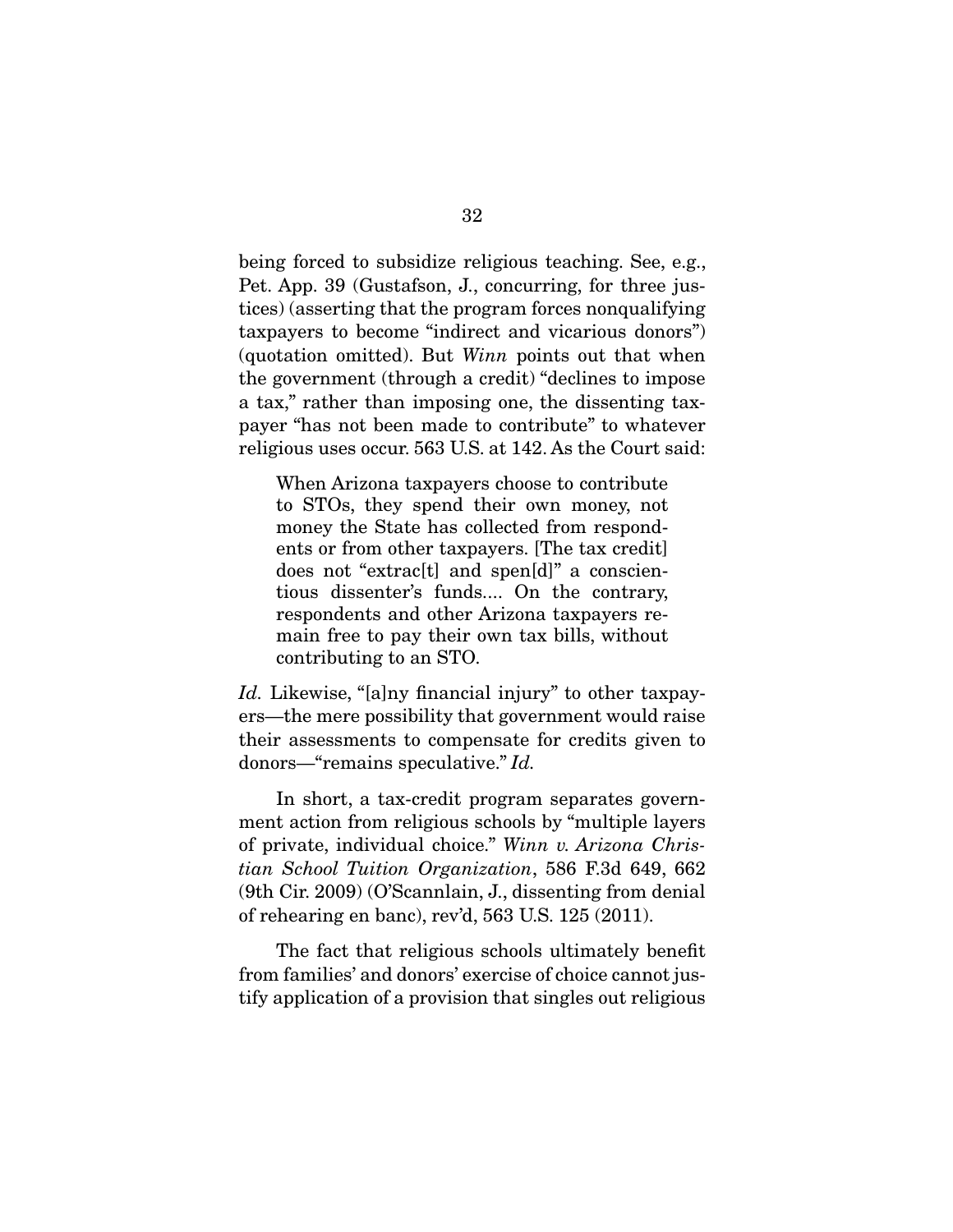being forced to subsidize religious teaching. See, e.g., Pet. App. 39 (Gustafson, J., concurring, for three justices) (asserting that the program forces nonqualifying taxpayers to become "indirect and vicarious donors") (quotation omitted). But *Winn* points out that when the government (through a credit) "declines to impose a tax," rather than imposing one, the dissenting taxpayer "has not been made to contribute" to whatever religious uses occur. 563 U.S. at 142. As the Court said:

> When Arizona taxpayers choose to contribute to STOs, they spend their own money, not money the State has collected from respondents or from other taxpayers. [The tax credit] does not "extrac[t] and spen[d]" a conscientious dissenter's funds.... On the contrary, respondents and other Arizona taxpayers remain free to pay their own tax bills, without contributing to an STO.

*Id.* Likewise, "[a]ny financial injury" to other taxpayers—the mere possibility that government would raise their assessments to compensate for credits given to donors—"remains speculative." *Id.*

In short, a tax-credit program separates government action from religious schools by "multiple layers of private, individual choice." *Winn v. Arizona Christian School Tuition Organization*, 586 F.3d 649, 662 (9th Cir. 2009) (O'Scannlain, J., dissenting from denial of rehearing en banc), rev'd, 563 U.S. 125 (2011).

The fact that religious schools ultimately benefit from families' and donors' exercise of choice cannot justify application of a provision that singles out religious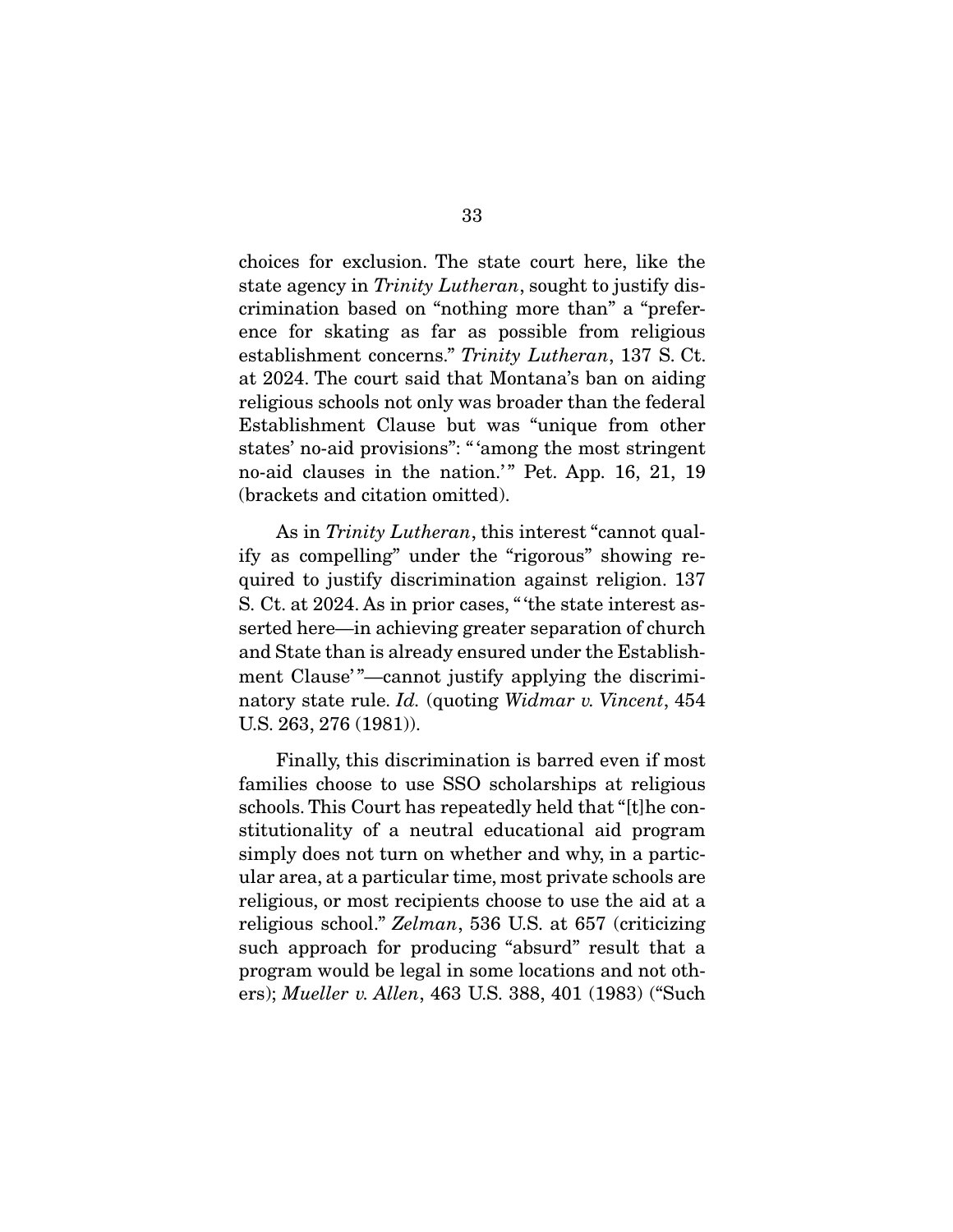choices for exclusion. The state court here, like the state agency in *Trinity Lutheran*, sought to justify discrimination based on "nothing more than" a "preference for skating as far as possible from religious establishment concerns." *Trinity Lutheran*, 137 S. Ct. at 2024. The court said that Montana's ban on aiding religious schools not only was broader than the federal Establishment Clause but was "unique from other states' no-aid provisions": "'among the most stringent no-aid clauses in the nation.'" Pet. App. 16, 21, 19 (brackets and citation omitted).

As in *Trinity Lutheran*, this interest "cannot qualify as compelling" under the "rigorous" showing required to justify discrimination against religion. 137 S. Ct. at 2024. As in prior cases, "'the state interest asserted here—in achieving greater separation of church and State than is already ensured under the Establishment Clause'"—cannot justify applying the discriminatory state rule. *Id.* (quoting *Widmar v. Vincent*, 454 U.S. 263, 276 (1981)).

Finally, this discrimination is barred even if most families choose to use SSO scholarships at religious schools. This Court has repeatedly held that "[t]he constitutionality of a neutral educational aid program simply does not turn on whether and why, in a particular area, at a particular time, most private schools are religious, or most recipients choose to use the aid at a religious school." *Zelman*, 536 U.S. at 657 (criticizing such approach for producing "absurd" result that a program would be legal in some locations and not others); *Mueller v. Allen*, 463 U.S. 388, 401 (1983) ("Such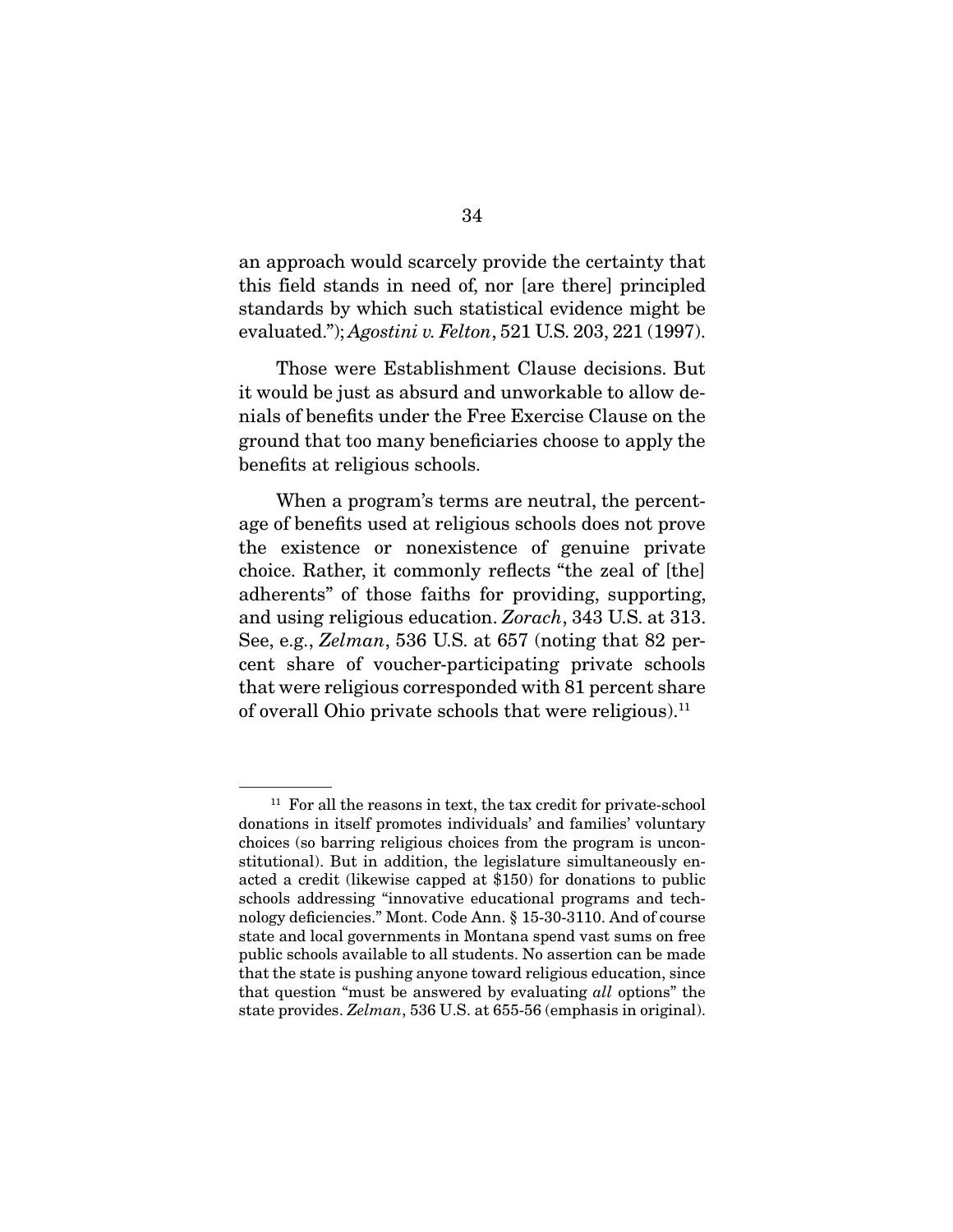an approach would scarcely provide the certainty that this field stands in need of, nor [are there] principled standards by which such statistical evidence might be evaluated."); *Agostini v. Felton*, 521 U.S. 203, 221 (1997).

Those were Establishment Clause decisions. But it would be just as absurd and unworkable to allow denials of benefits under the Free Exercise Clause on the ground that too many beneficiaries choose to apply the benefits at religious schools.

When a program's terms are neutral, the percentage of benefits used at religious schools does not prove the existence or nonexistence of genuine private choice. Rather, it commonly reflects "the zeal of [the] adherents" of those faiths for providing, supporting, and using religious education. *Zorach*, 343 U.S. at 313. See, e.g., *Zelman*, 536 U.S. at 657 (noting that 82 percent share of voucher-participating private schools that were religious corresponded with 81 percent share of overall Ohio private schools that were religious).[11]

---

[11] For all the reasons in text, the tax credit for private-school donations in itself promotes individuals' and families' voluntary choices (so barring religious choices from the program is unconstitutional). But in addition, the legislature simultaneously enacted a credit (likewise capped at $150) for donations to public schools addressing "innovative educational programs and technology deficiencies." Mont. Code Ann. § 15-30-3110. And of course state and local governments in Montana spend vast sums on free public schools available to all students. No assertion can be made that the state is pushing anyone toward religious education, since that question "must be answered by evaluating *all* options" the state provides. *Zelman*, 536 U.S. at 655-56 (emphasis in original).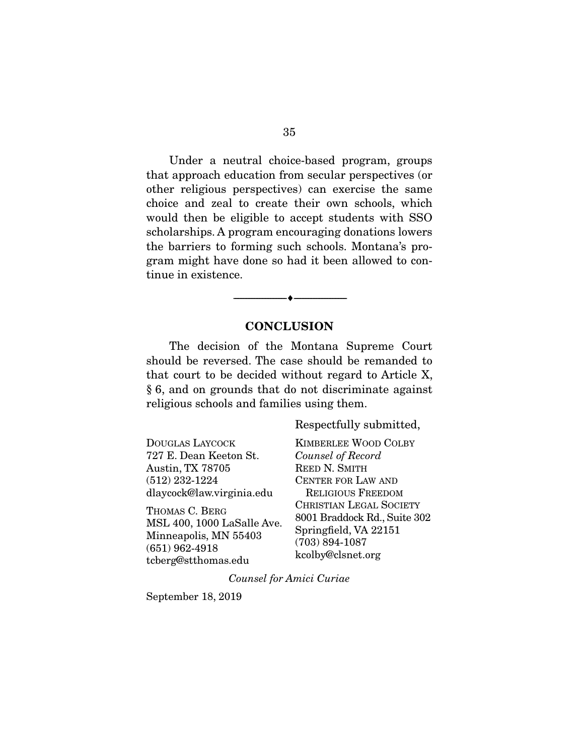Under a neutral choice-based program, groups that approach education from secular perspectives (or other religious perspectives) can exercise the same choice and zeal to create their own schools, which would then be eligible to accept students with SSO scholarships. A program encouraging donations lowers the barriers to forming such schools. Montana's program might have done so had it been allowed to continue in existence.

---

## CONCLUSION

The decision of the Montana Supreme Court should be reversed. The case should be remanded to that court to be decided without regard to Article X, § 6, and on grounds that do not discriminate against religious schools and families using them.

Respectfully submitted,

DOUGLAS LAYCOCK
727 E. Dean Keeton St.
Austin, TX 78705
(512) 232-1224
dlaycock@law.virginia.edu

THOMAS C. BERG
MSL 400, 1000 LaSalle Ave.
Minneapolis, MN 55403
(651) 962-4918
tcberg@stthomas.edu

KIMBERLEE WOOD COLBY
*Counsel of Record*
REED N. SMITH
CENTER FOR LAW AND
RELIGIOUS FREEDOM
CHRISTIAN LEGAL SOCIETY
8001 Braddock Rd., Suite 302
Springfield, VA 22151
(703) 894-1087
kcolby@clsnet.org

*Counsel for Amici Curiae*

September 18, 2019